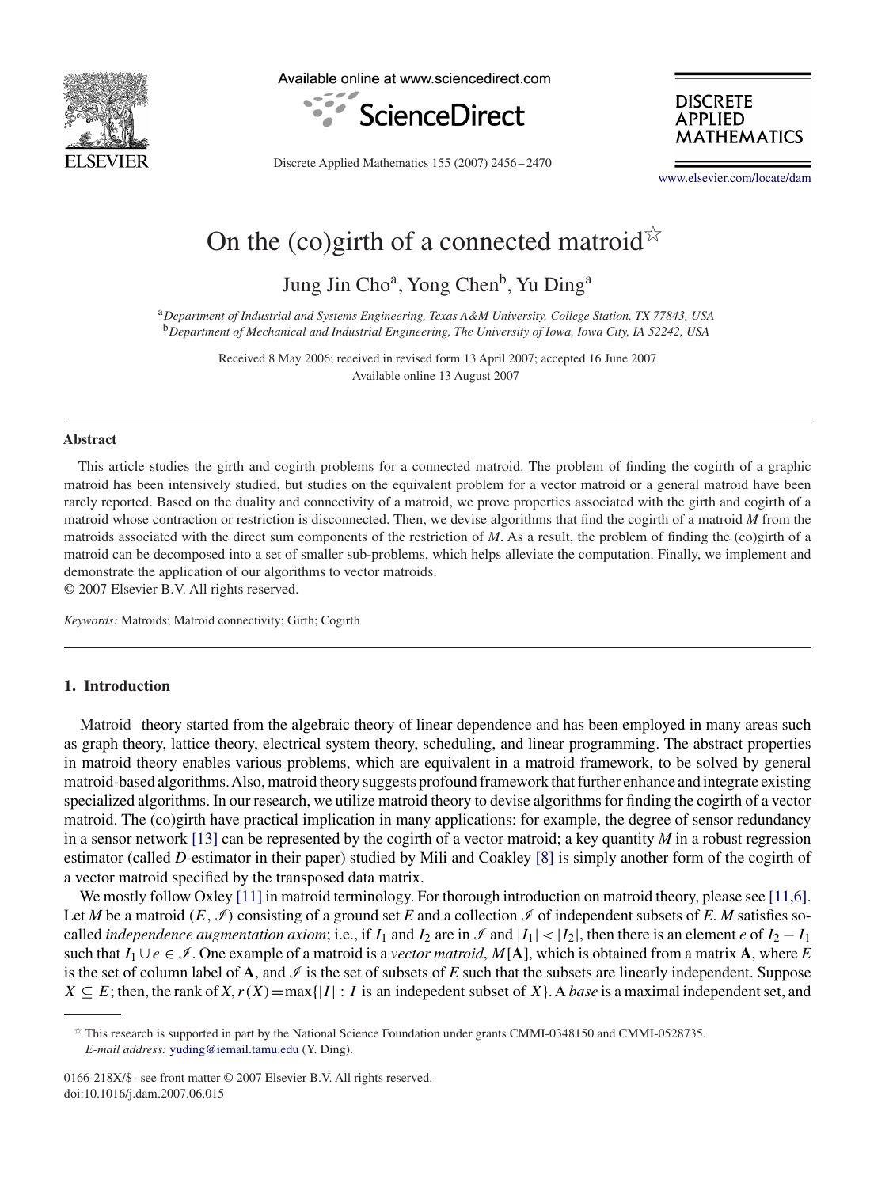# On the (co)girth of a connected matroid ☆

Jung Jin Cho[a], Yong Chen[b], Yu Ding[a]

[a] *Department of Industrial and Systems Engineering, Texas A&M University, College Station, TX 77843, USA*
[b] *Department of Mechanical and Industrial Engineering, The University of Iowa, Iowa City, IA 52242, USA*

Received 8 May 2006; received in revised form 13 April 2007; accepted 16 June 2007
Available online 13 August 2007

---

**Abstract**

This article studies the girth and cogirth problems for a connected matroid. The problem of finding the cogirth of a graphic matroid has been intensively studied, but studies on the equivalent problem for a vector matroid or a general matroid have been rarely reported. Based on the duality and connectivity of a matroid, we prove properties associated with the girth and cogirth of a matroid whose contraction or restriction is disconnected. Then, we devise algorithms that find the cogirth of a matroid $M$ from the matroids associated with the direct sum components of the restriction of $M$. As a result, the problem of finding the (co)girth of a matroid can be decomposed into a set of smaller sub-problems, which helps alleviate the computation. Finally, we implement and demonstrate the application of our algorithms to vector matroids.
© 2007 Elsevier B.V. All rights reserved.

*Keywords:* Matroids; Matroid connectivity; Girth; Cogirth

---

## 1. Introduction

Matroid theory started from the algebraic theory of linear dependence and has been employed in many areas such as graph theory, lattice theory, electrical system theory, scheduling, and linear programming. The abstract properties in matroid theory enables various problems, which are equivalent in a matroid framework, to be solved by general matroid-based algorithms. Also, matroid theory suggests profound framework that further enhance and integrate existing specialized algorithms. In our research, we utilize matroid theory to devise algorithms for finding the cogirth of a vector matroid. The (co)girth have practical implication in many applications: for example, the degree of sensor redundancy in a sensor network [13] can be represented by the cogirth of a vector matroid; a key quantity $M$ in a robust regression estimator (called $D$-estimator in their paper) studied by Mili and Coakley [8] is simply another form of the cogirth of a vector matroid specified by the transposed data matrix.

We mostly follow Oxley [11] in matroid terminology. For thorough introduction on matroid theory, please see [11,6]. Let $M$ be a matroid $(E, \mathscr{I})$ consisting of a ground set $E$ and a collection $\mathscr{I}$ of independent subsets of $E$. $M$ satisfies so-called *independence augmentation axiom*; i.e., if $I_1$ and $I_2$ are in $\mathscr{I}$ and $|I_1| < |I_2|$, then there is an element $e$ of $I_2 - I_1$ such that $I_1 \cup e \in \mathscr{I}$. One example of a matroid is a *vector matroid*, $M[\mathbf{A}]$, which is obtained from a matrix $\mathbf{A}$, where $E$ is the set of column label of $\mathbf{A}$, and $\mathscr{I}$ is the set of subsets of $E$ such that the subsets are linearly independent. Suppose $X \subseteq E$; then, the rank of $X$, $r(X) = \max\{|I| : I \text{ is an indepedent subset of } X\}$. A *base* is a maximal independent set, and

---

☆ This research is supported in part by the National Science Foundation under grants CMMI-0348150 and CMMI-0528735.
*E-mail address:* yuding@iemail.tamu.edu (Y. Ding).

0166-218X/$ - see front matter © 2007 Elsevier B.V. All rights reserved.
doi:10.1016/j.dam.2007.06.015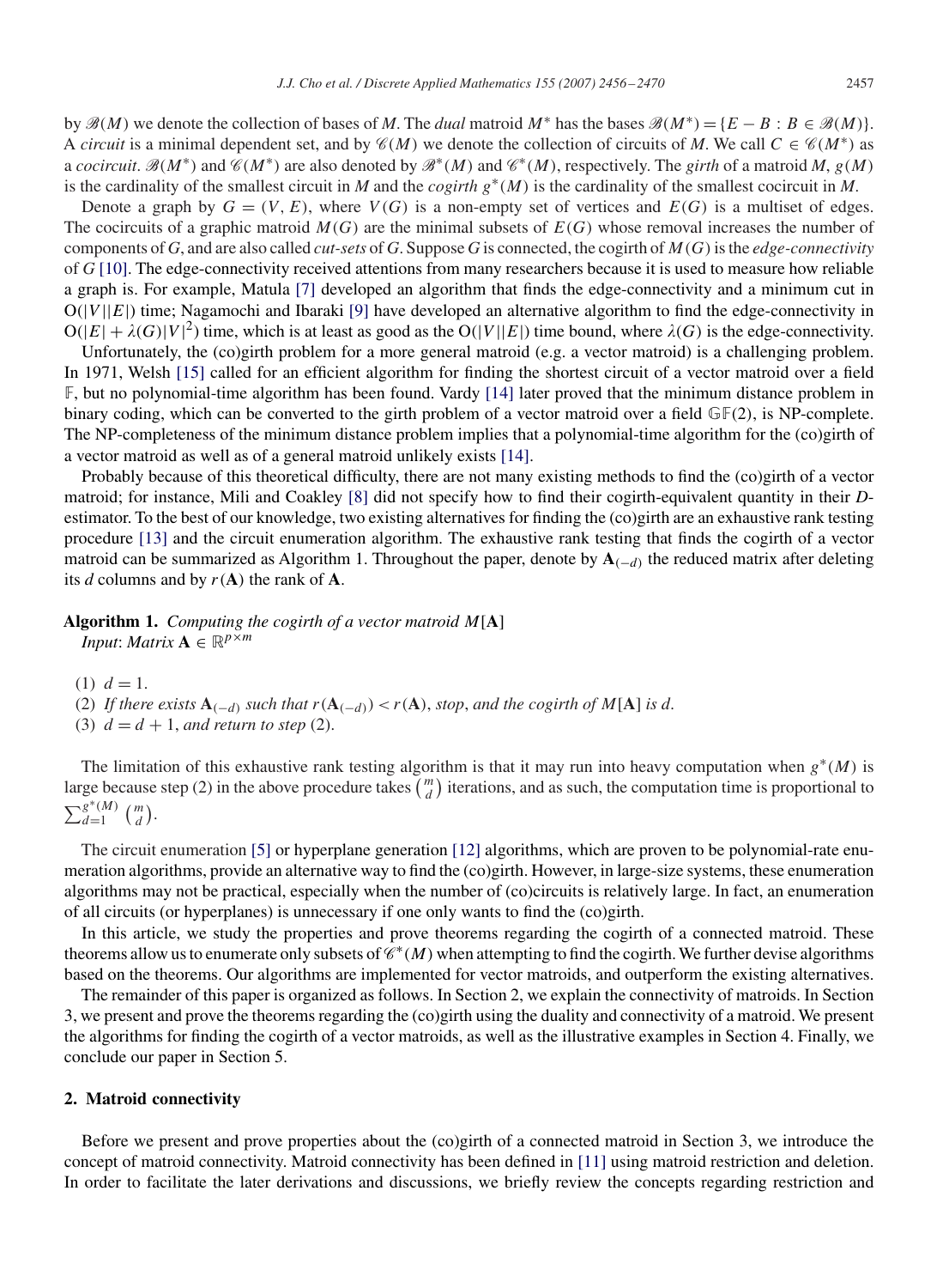by $\mathscr{B}(M)$ we denote the collection of bases of $M$. The *dual* matroid $M^*$ has the bases $\mathscr{B}(M^*) = \{E - B : B \in \mathscr{B}(M)\}$. A *circuit* is a minimal dependent set, and by $\mathscr{C}(M)$ we denote the collection of circuits of $M$. We call $C \in \mathscr{C}(M^*)$ as a *cocircuit*. $\mathscr{B}(M^*)$ and $\mathscr{C}(M^*)$ are also denoted by $\mathscr{B}^*(M)$ and $\mathscr{C}^*(M)$, respectively. The *girth* of a matroid $M$, $g(M)$ is the cardinality of the smallest circuit in $M$ and the *cogirth* $g^*(M)$ is the cardinality of the smallest cocircuit in $M$.

Denote a graph by $G = (V, E)$, where $V(G)$ is a non-empty set of vertices and $E(G)$ is a multiset of edges. The cocircuits of a graphic matroid $M(G)$ are the minimal subsets of $E(G)$ whose removal increases the number of components of $G$, and are also called *cut-sets* of $G$. Suppose $G$ is connected, the cogirth of $M(G)$ is the *edge-connectivity* of $G$ [10]. The edge-connectivity received attentions from many researchers because it is used to measure how reliable a graph is. For example, Matula [7] developed an algorithm that finds the edge-connectivity and a minimum cut in $O(|V||E|)$ time; Nagamochi and Ibaraki [9] have developed an alternative algorithm to find the edge-connectivity in $O(|E| + \lambda(G)|V|^2)$ time, which is at least as good as the $O(|V||E|)$ time bound, where $\lambda(G)$ is the edge-connectivity.

Unfortunately, the (co)girth problem for a more general matroid (e.g. a vector matroid) is a challenging problem. In 1971, Welsh [15] called for an efficient algorithm for finding the shortest circuit of a vector matroid over a field $\mathbb{F}$, but no polynomial-time algorithm has been found. Vardy [14] later proved that the minimum distance problem in binary coding, which can be converted to the girth problem of a vector matroid over a field $\mathbb{GF}(2)$, is NP-complete. The NP-completeness of the minimum distance problem implies that a polynomial-time algorithm for the (co)girth of a vector matroid as well as of a general matroid unlikely exists [14].

Probably because of this theoretical difficulty, there are not many existing methods to find the (co)girth of a vector matroid; for instance, Mili and Coakley [8] did not specify how to find their cogirth-equivalent quantity in their *D*-estimator. To the best of our knowledge, two existing alternatives for finding the (co)girth are an exhaustive rank testing procedure [13] and the circuit enumeration algorithm. The exhaustive rank testing that finds the cogirth of a vector matroid can be summarized as Algorithm 1. Throughout the paper, denote by $\mathbf{A}_{(-d)}$ the reduced matrix after deleting its $d$ columns and by $r(\mathbf{A})$ the rank of $\mathbf{A}$.

**Algorithm 1.** *Computing the cogirth of a vector matroid* $M[\mathbf{A}]$
*Input*: *Matrix* $\mathbf{A} \in \mathbb{R}^{p \times m}$

(1) $d = 1$.
(2) *If there exists* $\mathbf{A}_{(-d)}$ *such that* $r(\mathbf{A}_{(-d)}) < r(\mathbf{A})$, *stop*, *and the cogirth of* $M[\mathbf{A}]$ *is* $d$.
(3) $d = d + 1$, *and return to step* (2).

The limitation of this exhaustive rank testing algorithm is that it may run into heavy computation when $g^*(M)$ is large because step (2) in the above procedure takes $\binom{m}{d}$ iterations, and as such, the computation time is proportional to $\sum_{d=1}^{g^*(M)} \binom{m}{d}$.

The circuit enumeration [5] or hyperplane generation [12] algorithms, which are proven to be polynomial-rate enumeration algorithms, provide an alternative way to find the (co)girth. However, in large-size systems, these enumeration algorithms may not be practical, especially when the number of (co)circuits is relatively large. In fact, an enumeration of all circuits (or hyperplanes) is unnecessary if one only wants to find the (co)girth.

In this article, we study the properties and prove theorems regarding the cogirth of a connected matroid. These theorems allow us to enumerate only subsets of $\mathscr{C}^*(M)$ when attempting to find the cogirth. We further devise algorithms based on the theorems. Our algorithms are implemented for vector matroids, and outperform the existing alternatives.

The remainder of this paper is organized as follows. In Section 2, we explain the connectivity of matroids. In Section 3, we present and prove the theorems regarding the (co)girth using the duality and connectivity of a matroid. We present the algorithms for finding the cogirth of a vector matroids, as well as the illustrative examples in Section 4. Finally, we conclude our paper in Section 5.

## 2. Matroid connectivity

Before we present and prove properties about the (co)girth of a connected matroid in Section 3, we introduce the concept of matroid connectivity. Matroid connectivity has been defined in [11] using matroid restriction and deletion. In order to facilitate the later derivations and discussions, we briefly review the concepts regarding restriction and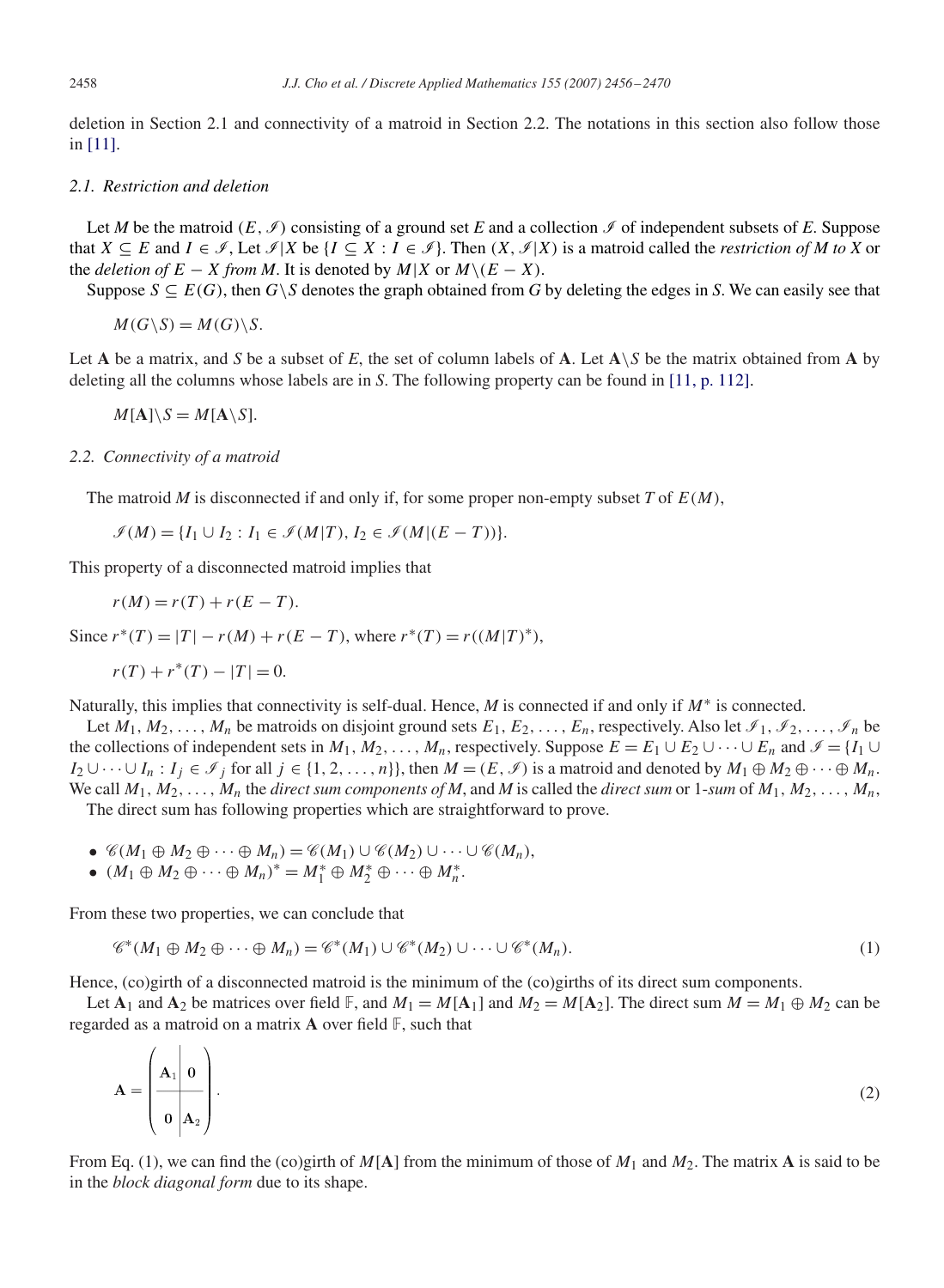deletion in Section 2.1 and connectivity of a matroid in Section 2.2. The notations in this section also follow those in [11].

### 2.1. Restriction and deletion

Let $M$ be the matroid $(E, \mathscr{I})$ consisting of a ground set $E$ and a collection $\mathscr{I}$ of independent subsets of $E$. Suppose that $X \subseteq E$ and $I \in \mathscr{I}$, Let $\mathscr{I}|X$ be $\{I \subseteq X : I \in \mathscr{I}\}$. Then $(X, \mathscr{I}|X)$ is a matroid called the *restriction of M to X* or the *deletion of $E - X$ from M*. It is denoted by $M|X$ or $M\backslash(E - X)$.

Suppose $S \subseteq E(G)$, then $G\backslash S$ denotes the graph obtained from $G$ by deleting the edges in $S$. We can easily see that

$$M(G\backslash S) = M(G)\backslash S.$$

Let $\mathbf{A}$ be a matrix, and $S$ be a subset of $E$, the set of column labels of $\mathbf{A}$. Let $\mathbf{A}\backslash S$ be the matrix obtained from $\mathbf{A}$ by deleting all the columns whose labels are in $S$. The following property can be found in [11, p. 112].

$$M[\mathbf{A}]\backslash S = M[\mathbf{A}\backslash S].$$

### 2.2. Connectivity of a matroid

The matroid $M$ is disconnected if and only if, for some proper non-empty subset $T$ of $E(M)$,

$$\mathscr{I}(M) = \{I_1 \cup I_2 : I_1 \in \mathscr{I}(M|T), I_2 \in \mathscr{I}(M|(E - T))\}.$$

This property of a disconnected matroid implies that

$$r(M) = r(T) + r(E - T).$$

Since $r^*(T) = |T| - r(M) + r(E - T)$, where $r^*(T) = r((M|T)^*)$,

$$r(T) + r^*(T) - |T| = 0.$$

Naturally, this implies that connectivity is self-dual. Hence, $M$ is connected if and only if $M^*$ is connected.

Let $M_1, M_2, \ldots, M_n$ be matroids on disjoint ground sets $E_1, E_2, \ldots, E_n$, respectively. Also let $\mathscr{I}_1, \mathscr{I}_2, \ldots, \mathscr{I}_n$ be the collections of independent sets in $M_1, M_2, \ldots, M_n$, respectively. Suppose $E = E_1 \cup E_2 \cup \cdots \cup E_n$ and $\mathscr{I} = \{I_1 \cup I_2 \cup \cdots \cup I_n : I_j \in \mathscr{I}_j$ for all $j \in \{1, 2, \ldots, n\}\}$, then $M = (E, \mathscr{I})$ is a matroid and denoted by $M_1 \oplus M_2 \oplus \cdots \oplus M_n$. We call $M_1, M_2, \ldots, M_n$ the *direct sum components of* $M$, and $M$ is called the *direct sum* or *1-sum* of $M_1, M_2, \ldots, M_n$,

The direct sum has following properties which are straightforward to prove.

- $\mathscr{C}(M_1 \oplus M_2 \oplus \cdots \oplus M_n) = \mathscr{C}(M_1) \cup \mathscr{C}(M_2) \cup \cdots \cup \mathscr{C}(M_n)$,
- $(M_1 \oplus M_2 \oplus \cdots \oplus M_n)^* = M_1^* \oplus M_2^* \oplus \cdots \oplus M_n^*$.

From these two properties, we can conclude that

$$\mathscr{C}^*(M_1 \oplus M_2 \oplus \cdots \oplus M_n) = \mathscr{C}^*(M_1) \cup \mathscr{C}^*(M_2) \cup \cdots \cup \mathscr{C}^*(M_n). \tag{1}$$

Hence, (co)girth of a disconnected matroid is the minimum of the (co)girths of its direct sum components.

Let $\mathbf{A}_1$ and $\mathbf{A}_2$ be matrices over field $\mathbb{F}$, and $M_1 = M[\mathbf{A}_1]$ and $M_2 = M[\mathbf{A}_2]$. The direct sum $M = M_1 \oplus M_2$ can be regarded as a matroid on a matrix $\mathbf{A}$ over field $\mathbb{F}$, such that

$$\mathbf{A} = \left(\begin{array}{c|c} \mathbf{A}_1 & \mathbf{0} \\ \hline \mathbf{0} & \mathbf{A}_2 \end{array}\right). \tag{2}$$

From Eq. (1), we can find the (co)girth of $M[\mathbf{A}]$ from the minimum of those of $M_1$ and $M_2$. The matrix $\mathbf{A}$ is said to be in the *block diagonal form* due to its shape.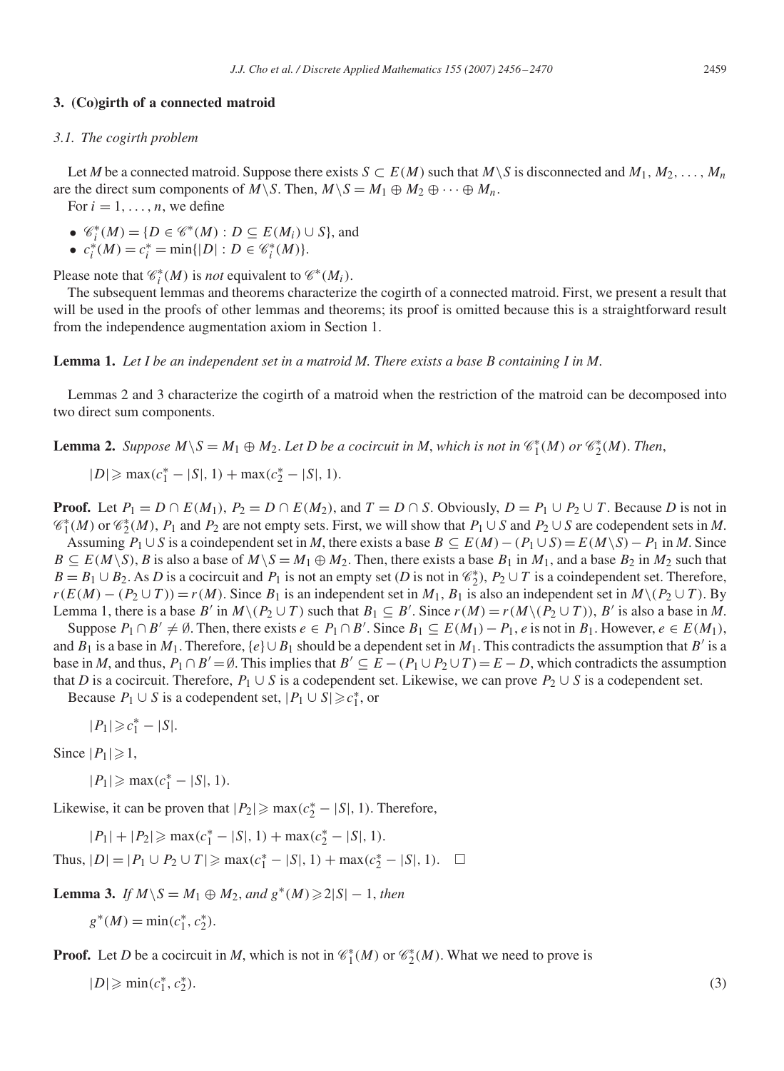## 3. (Co)girth of a connected matroid

### 3.1. The cogirth problem

Let $M$ be a connected matroid. Suppose there exists $S \subset E(M)$ such that $M \backslash S$ is disconnected and $M_1, M_2, \ldots, M_n$ are the direct sum components of $M \backslash S$. Then, $M \backslash S = M_1 \oplus M_2 \oplus \cdots \oplus M_n$.

For $i = 1, \ldots, n$, we define

- $\mathscr{C}_i^*(M) = \{D \in \mathscr{C}^*(M) : D \subseteq E(M_i) \cup S\}$, and
- $c_i^*(M) = c_i^* = \min\{|D| : D \in \mathscr{C}_i^*(M)\}$.

Please note that $\mathscr{C}_i^*(M)$ is *not* equivalent to $\mathscr{C}^*(M_i)$.

The subsequent lemmas and theorems characterize the cogirth of a connected matroid. First, we present a result that will be used in the proofs of other lemmas and theorems; its proof is omitted because this is a straightforward result from the independence augmentation axiom in Section 1.

**Lemma 1.** *Let $I$ be an independent set in a matroid $M$. There exists a base $B$ containing $I$ in $M$.*

Lemmas 2 and 3 characterize the cogirth of a matroid when the restriction of the matroid can be decomposed into two direct sum components.

**Lemma 2.** *Suppose $M \backslash S = M_1 \oplus M_2$. Let $D$ be a cocircuit in $M$, which is not in $\mathscr{C}_1^*(M)$ or $\mathscr{C}_2^*(M)$. Then,*

$$|D| \geqslant \max(c_1^* - |S|, 1) + \max(c_2^* - |S|, 1).$$

**Proof.** Let $P_1 = D \cap E(M_1)$, $P_2 = D \cap E(M_2)$, and $T = D \cap S$. Obviously, $D = P_1 \cup P_2 \cup T$. Because $D$ is not in $\mathscr{C}_1^*(M)$ or $\mathscr{C}_2^*(M)$, $P_1$ and $P_2$ are not empty sets. First, we will show that $P_1 \cup S$ and $P_2 \cup S$ are codependent sets in $M$.

Assuming $P_1 \cup S$ is a coindependent set in $M$, there exists a base $B \subseteq E(M) - (P_1 \cup S) = E(M \backslash S) - P_1$ in $M$. Since $B \subseteq E(M \backslash S)$, $B$ is also a base of $M \backslash S = M_1 \oplus M_2$. Then, there exists a base $B_1$ in $M_1$, and a base $B_2$ in $M_2$ such that $B = B_1 \cup B_2$. As $D$ is a cocircuit and $P_1$ is not an empty set ($D$ is not in $\mathscr{C}_2^*$), $P_2 \cup T$ is a coindependent set. Therefore, $r(E(M) - (P_2 \cup T)) = r(M)$. Since $B_1$ is an independent set in $M_1$, $B_1$ is also an independent set in $M \backslash (P_2 \cup T)$. By Lemma 1, there is a base $B'$ in $M \backslash (P_2 \cup T)$ such that $B_1 \subseteq B'$. Since $r(M) = r(M \backslash (P_2 \cup T))$, $B'$ is also a base in $M$.

Suppose $P_1 \cap B' \neq \emptyset$. Then, there exists $e \in P_1 \cap B'$. Since $B_1 \subseteq E(M_1) - P_1$, $e$ is not in $B_1$. However, $e \in E(M_1)$, and $B_1$ is a base in $M_1$. Therefore, $\{e\} \cup B_1$ should be a dependent set in $M_1$. This contradicts the assumption that $B'$ is a base in $M$, and thus, $P_1 \cap B' = \emptyset$. This implies that $B' \subseteq E - (P_1 \cup P_2 \cup T) = E - D$, which contradicts the assumption that $D$ is a cocircuit. Therefore, $P_1 \cup S$ is a codependent set. Likewise, we can prove $P_2 \cup S$ is a codependent set.

Because $P_1 \cup S$ is a codependent set, $|P_1 \cup S| \geqslant c_1^*$, or

$$|P_1| \geqslant c_1^* - |S|.$$

Since $|P_1| \geqslant 1$,

$$|P_1| \geqslant \max(c_1^* - |S|, 1).$$

Likewise, it can be proven that $|P_2| \geqslant \max(c_2^* - |S|, 1)$. Therefore,

$$|P_1| + |P_2| \geqslant \max(c_1^* - |S|, 1) + \max(c_2^* - |S|, 1).$$

Thus, $|D| = |P_1 \cup P_2 \cup T| \geqslant \max(c_1^* - |S|, 1) + \max(c_2^* - |S|, 1)$. $\square$

**Lemma 3.** *If $M \backslash S = M_1 \oplus M_2$, and $g^*(M) \geqslant 2|S| - 1$, then*

$$g^*(M) = \min(c_1^*, c_2^*).$$

**Proof.** Let $D$ be a cocircuit in $M$, which is not in $\mathscr{C}_1^*(M)$ or $\mathscr{C}_2^*(M)$. What we need to prove is

$$|D| \geqslant \min(c_1^*, c_2^*). \tag{3}$$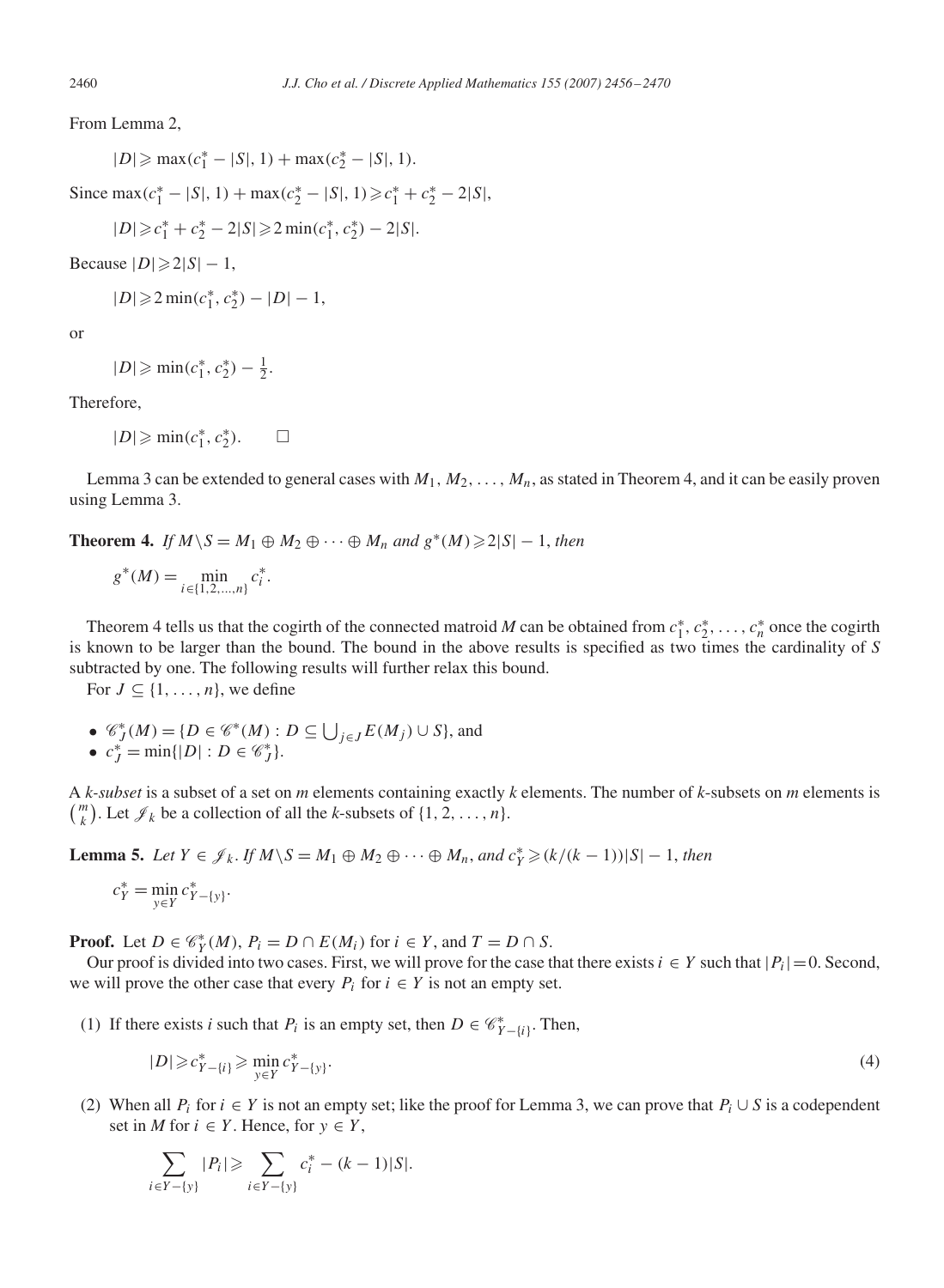From Lemma 2,

$$|D| \geqslant \max(c_1^* - |S|, 1) + \max(c_2^* - |S|, 1).$$

Since $\max(c_1^* - |S|, 1) + \max(c_2^* - |S|, 1) \geqslant c_1^* + c_2^* - 2|S|$,

$$|D| \geqslant c_1^* + c_2^* - 2|S| \geqslant 2\min(c_1^*, c_2^*) - 2|S|.$$

Because $|D| \geqslant 2|S| - 1$,

$$|D| \geqslant 2\min(c_1^*, c_2^*) - |D| - 1,$$

or

$$|D| \geqslant \min(c_1^*, c_2^*) - \tfrac{1}{2}.$$

Therefore,

$$|D| \geqslant \min(c_1^*, c_2^*). \qquad \square$$

Lemma 3 can be extended to general cases with $M_1, M_2, \ldots, M_n$, as stated in Theorem 4, and it can be easily proven using Lemma 3.

**Theorem 4.** *If $M \backslash S = M_1 \oplus M_2 \oplus \cdots \oplus M_n$ and $g^*(M) \geqslant 2|S| - 1$, then*

$$g^*(M) = \min_{i \in \{1,2,\ldots,n\}} c_i^*.$$

Theorem 4 tells us that the cogirth of the connected matroid $M$ can be obtained from $c_1^*, c_2^*, \ldots, c_n^*$ once the cogirth is known to be larger than the bound. The bound in the above results is specified as two times the cardinality of $S$ subtracted by one. The following results will further relax this bound.

For $J \subseteq \{1, \ldots, n\}$, we define

- $\mathscr{C}_J^*(M) = \{D \in \mathscr{C}^*(M) : D \subseteq \bigcup_{j \in J} E(M_j) \cup S\}$, and
- $c_J^* = \min\{|D| : D \in \mathscr{C}_J^*\}$.

A *k-subset* is a subset of a set on $m$ elements containing exactly $k$ elements. The number of $k$-subsets on $m$ elements is $\binom{m}{k}$. Let $\mathscr{J}_k$ be a collection of all the $k$-subsets of $\{1, 2, \ldots, n\}$.

**Lemma 5.** *Let $Y \in \mathscr{J}_k$. If $M \backslash S = M_1 \oplus M_2 \oplus \cdots \oplus M_n$, and $c_Y^* \geqslant (k/(k-1))|S| - 1$, then*

$$c_Y^* = \min_{y \in Y} c_{Y-\{y\}}^*.$$

**Proof.** Let $D \in \mathscr{C}_Y^*(M)$, $P_i = D \cap E(M_i)$ for $i \in Y$, and $T = D \cap S$.

Our proof is divided into two cases. First, we will prove for the case that there exists $i \in Y$ such that $|P_i| = 0$. Second, we will prove the other case that every $P_i$ for $i \in Y$ is not an empty set.

(1) If there exists $i$ such that $P_i$ is an empty set, then $D \in \mathscr{C}_{Y-\{i\}}^*$. Then,

$$|D| \geqslant c_{Y-\{i\}}^* \geqslant \min_{y \in Y} c_{Y-\{y\}}^*. \tag{4}$$

(2) When all $P_i$ for $i \in Y$ is not an empty set; like the proof for Lemma 3, we can prove that $P_i \cup S$ is a codependent set in $M$ for $i \in Y$. Hence, for $y \in Y$,

$$\sum_{i \in Y - \{y\}} |P_i| \geqslant \sum_{i \in Y - \{y\}} c_i^* - (k-1)|S|.$$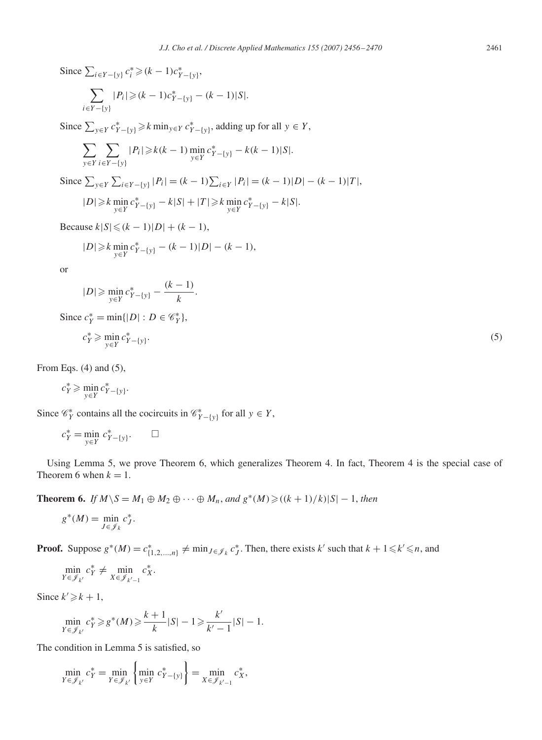Since $\sum_{i\in Y-\{y\}} c_i^* \geqslant (k-1)c^*_{Y-\{y\}}$,

$$\sum_{i\in Y-\{y\}} |P_i| \geqslant (k-1)c^*_{Y-\{y\}} - (k-1)|S|.$$

Since $\sum_{y\in Y} c^*_{Y-\{y\}} \geqslant k \min_{y\in Y} c^*_{Y-\{y\}}$, adding up for all $y \in Y$,

$$\sum_{y\in Y}\sum_{i\in Y-\{y\}} |P_i| \geqslant k(k-1)\min_{y\in Y} c^*_{Y-\{y\}} - k(k-1)|S|.$$

Since $\sum_{y\in Y}\sum_{i\in Y-\{y\}} |P_i| = (k-1)\sum_{i\in Y}|P_i| = (k-1)|D| - (k-1)|T|$,

$$|D| \geqslant k\min_{y\in Y} c^*_{Y-\{y\}} - k|S| + |T| \geqslant k\min_{y\in Y} c^*_{Y-\{y\}} - k|S|.$$

Because $k|S| \leqslant (k-1)|D| + (k-1)$,

$$|D| \geqslant k\min_{y\in Y} c^*_{Y-\{y\}} - (k-1)|D| - (k-1),$$

or

$$|D| \geqslant \min_{y\in Y} c^*_{Y-\{y\}} - \frac{(k-1)}{k}.$$

Since $c_Y^* = \min\{|D| : D \in \mathscr{C}_Y^*\}$,

$$c_Y^* \geqslant \min_{y\in Y} c^*_{Y-\{y\}}. \tag{5}$$

From Eqs. (4) and (5),

$$c_Y^* \geqslant \min_{y\in Y} c^*_{Y-\{y\}}.$$

Since $\mathscr{C}_Y^*$ contains all the cocircuits in $\mathscr{C}^*_{Y-\{y\}}$ for all $y \in Y$,

$$c_Y^* = \min_{y\in Y} c^*_{Y-\{y\}}. \qquad \square$$

Using Lemma 5, we prove Theorem 6, which generalizes Theorem 4. In fact, Theorem 4 is the special case of Theorem 6 when $k = 1$.

**Theorem 6.** *If $M\backslash S = M_1 \oplus M_2 \oplus \cdots \oplus M_n$, and $g^*(M) \geqslant ((k+1)/k)|S| - 1$, then*

$$g^*(M) = \min_{J\in\mathscr{J}_k} c_J^*.$$

**Proof.** Suppose $g^*(M) = c^*_{\{1,2,\ldots,n\}} \neq \min_{J\in\mathscr{J}_k} c_J^*$. Then, there exists $k'$ such that $k+1 \leqslant k' \leqslant n$, and

$$\min_{Y\in\mathscr{J}_{k'}} c_Y^* \neq \min_{X\in\mathscr{J}_{k'-1}} c_X^*.$$

Since $k' \geqslant k+1$,

$$\min_{Y\in\mathscr{J}_{k'}} c_Y^* \geqslant g^*(M) \geqslant \frac{k+1}{k}|S| - 1 \geqslant \frac{k'}{k'-1}|S| - 1.$$

The condition in Lemma 5 is satisfied, so

$$\min_{Y\in\mathscr{J}_{k'}} c_Y^* = \min_{Y\in\mathscr{J}_{k'}}\left\{\min_{y\in Y} c^*_{Y-\{y\}}\right\} = \min_{X\in\mathscr{J}_{k'-1}} c_X^*,$$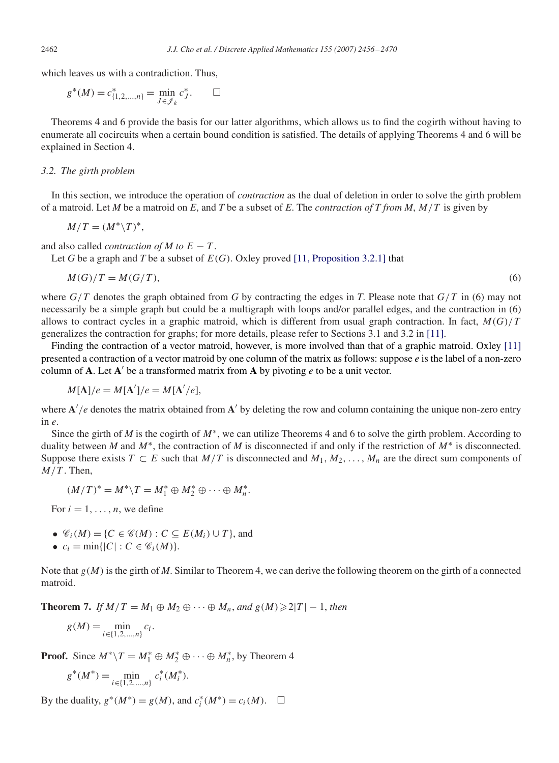which leaves us with a contradiction. Thus,

$$g^*(M) = c^*_{\{1,2,\ldots,n\}} = \min_{J \in \mathscr{J}_k} c^*_J. \qquad \square$$

Theorems 4 and 6 provide the basis for our latter algorithms, which allows us to find the cogirth without having to enumerate all cocircuits when a certain bound condition is satisfied. The details of applying Theorems 4 and 6 will be explained in Section 4.

### *3.2. The girth problem*

In this section, we introduce the operation of *contraction* as the dual of deletion in order to solve the girth problem of a matroid. Let *M* be a matroid on *E*, and *T* be a subset of *E*. The *contraction of T from M*, $M/T$ is given by

$$M/T = (M^* \backslash T)^*,$$

and also called *contraction of M to* $E - T$.

Let *G* be a graph and *T* be a subset of $E(G)$. Oxley proved [11, Proposition 3.2.1] that

$$M(G)/T = M(G/T), \tag{6}$$

where $G/T$ denotes the graph obtained from *G* by contracting the edges in *T*. Please note that $G/T$ in (6) may not necessarily be a simple graph but could be a multigraph with loops and/or parallel edges, and the contraction in (6) allows to contract cycles in a graphic matroid, which is different from usual graph contraction. In fact, $M(G)/T$ generalizes the contraction for graphs; for more details, please refer to Sections 3.1 and 3.2 in [11].

Finding the contraction of a vector matroid, however, is more involved than that of a graphic matroid. Oxley [11] presented a contraction of a vector matroid by one column of the matrix as follows: suppose *e* is the label of a non-zero column of $\mathbf{A}$. Let $\mathbf{A}'$ be a transformed matrix from $\mathbf{A}$ by pivoting *e* to be a unit vector.

$$M[\mathbf{A}]/e = M[\mathbf{A}']/e = M[\mathbf{A}'/e],$$

where $\mathbf{A}'/e$ denotes the matrix obtained from $\mathbf{A}'$ by deleting the row and column containing the unique non-zero entry in *e*.

Since the girth of *M* is the cogirth of $M^*$, we can utilize Theorems 4 and 6 to solve the girth problem. According to duality between *M* and $M^*$, the contraction of *M* is disconnected if and only if the restriction of $M^*$ is disconnected. Suppose there exists $T \subset E$ such that $M/T$ is disconnected and $M_1, M_2, \ldots, M_n$ are the direct sum components of $M/T$. Then,

$$(M/T)^* = M^* \backslash T = M_1^* \oplus M_2^* \oplus \cdots \oplus M_n^*.$$

For $i = 1, \ldots, n$, we define

- $\mathscr{C}_i(M) = \{C \in \mathscr{C}(M) : C \subseteq E(M_i) \cup T\}$, and
- $c_i = \min\{|C| : C \in \mathscr{C}_i(M)\}$.

Note that $g(M)$ is the girth of *M*. Similar to Theorem 4, we can derive the following theorem on the girth of a connected matroid.

**Theorem 7.** *If* $M/T = M_1 \oplus M_2 \oplus \cdots \oplus M_n$, *and* $g(M) \geqslant 2|T| - 1$, *then*

$$g(M) = \min_{i \in \{1,2,\ldots,n\}} c_i.$$

**Proof.** Since $M^* \backslash T = M_1^* \oplus M_2^* \oplus \cdots \oplus M_n^*$, by Theorem 4

$$g^*(M^*) = \min_{i \in \{1,2,\ldots,n\}} c_i^*(M_i^*).$$

By the duality, $g^*(M^*) = g(M)$, and $c_i^*(M^*) = c_i(M)$. $\square$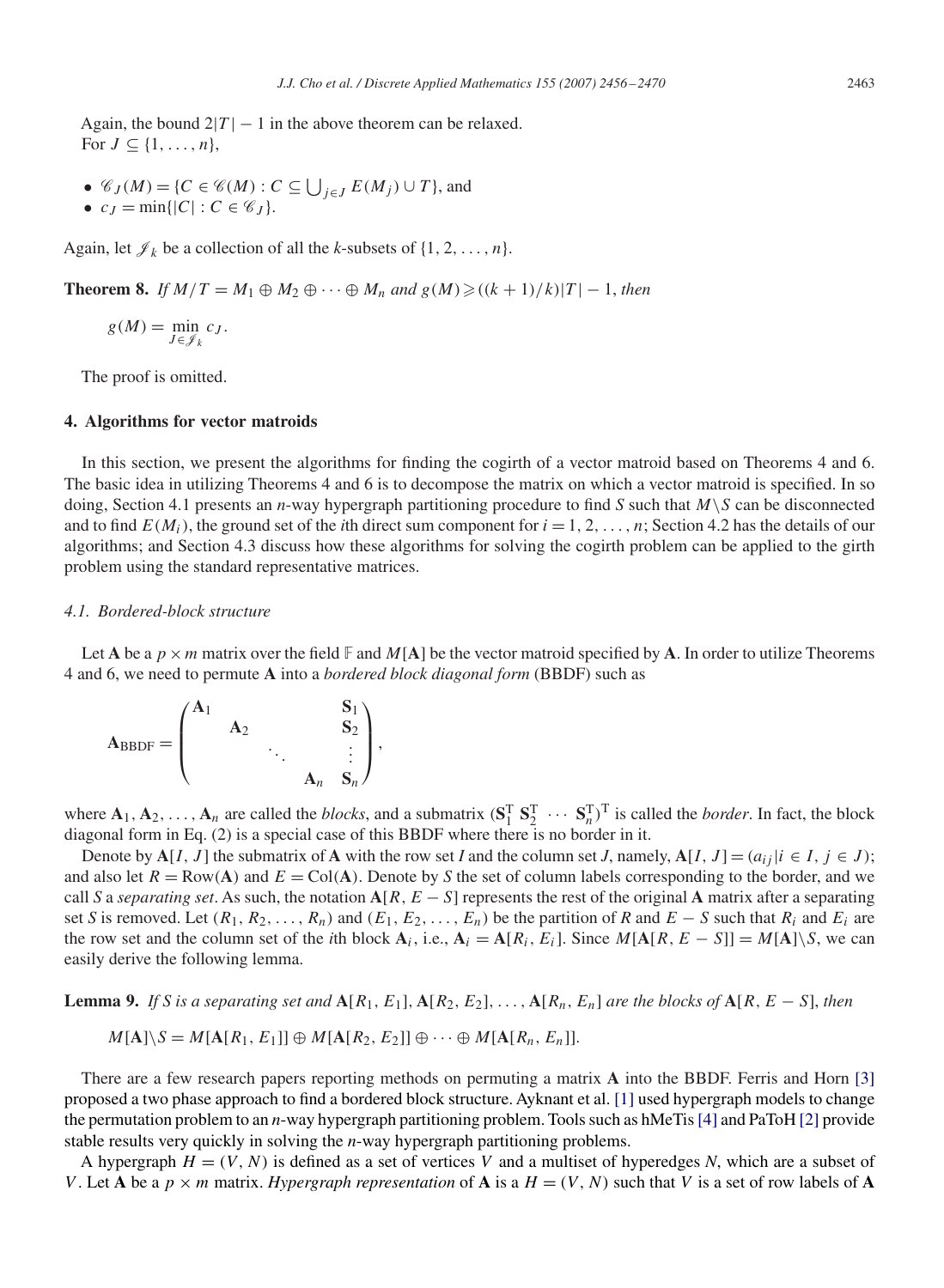Again, the bound $2|T| - 1$ in the above theorem can be relaxed.

For $J \subseteq \{1, \ldots, n\}$,

- $\mathscr{C}_J(M) = \{C \in \mathscr{C}(M) : C \subseteq \bigcup_{j \in J} E(M_j) \cup T\}$, and
- $c_J = \min\{|C| : C \in \mathscr{C}_J\}$.

Again, let $\mathscr{J}_k$ be a collection of all the $k$-subsets of $\{1, 2, \ldots, n\}$.

**Theorem 8.** *If $M/T = M_1 \oplus M_2 \oplus \cdots \oplus M_n$ and $g(M) \geqslant ((k+1)/k)|T| - 1$, then*

$$g(M) = \min_{J \in \mathscr{J}_k} c_J.$$

The proof is omitted.

## 4. Algorithms for vector matroids

In this section, we present the algorithms for finding the cogirth of a vector matroid based on Theorems 4 and 6. The basic idea in utilizing Theorems 4 and 6 is to decompose the matrix on which a vector matroid is specified. In so doing, Section 4.1 presents an $n$-way hypergraph partitioning procedure to find $S$ such that $M \backslash S$ can be disconnected and to find $E(M_i)$, the ground set of the $i$th direct sum component for $i = 1, 2, \ldots, n$; Section 4.2 has the details of our algorithms; and Section 4.3 discuss how these algorithms for solving the cogirth problem can be applied to the girth problem using the standard representative matrices.

### 4.1. Bordered-block structure

Let $\mathbf{A}$ be a $p \times m$ matrix over the field $\mathbb{F}$ and $M[\mathbf{A}]$ be the vector matroid specified by $\mathbf{A}$. In order to utilize Theorems 4 and 6, we need to permute $\mathbf{A}$ into a *bordered block diagonal form* (BBDF) such as

$$\mathbf{A}_{\text{BBDF}} = \begin{pmatrix} \mathbf{A}_1 & & & & \mathbf{S}_1 \\ & \mathbf{A}_2 & & & \mathbf{S}_2 \\ & & \ddots & & \vdots \\ & & & \mathbf{A}_n & \mathbf{S}_n \end{pmatrix},$$

where $\mathbf{A}_1, \mathbf{A}_2, \ldots, \mathbf{A}_n$ are called the *blocks*, and a submatrix $(\mathbf{S}_1^{\mathrm{T}}\ \mathbf{S}_2^{\mathrm{T}}\ \cdots\ \mathbf{S}_n^{\mathrm{T}})^{\mathrm{T}}$ is called the *border*. In fact, the block diagonal form in Eq. (2) is a special case of this BBDF where there is no border in it.

Denote by $\mathbf{A}[I, J]$ the submatrix of $\mathbf{A}$ with the row set $I$ and the column set $J$, namely, $\mathbf{A}[I, J] = (a_{ij} | i \in I, j \in J)$; and also let $R = \mathrm{Row}(\mathbf{A})$ and $E = \mathrm{Col}(\mathbf{A})$. Denote by $S$ the set of column labels corresponding to the border, and we call $S$ a *separating set*. As such, the notation $\mathbf{A}[R, E - S]$ represents the rest of the original $\mathbf{A}$ matrix after a separating set $S$ is removed. Let $(R_1, R_2, \ldots, R_n)$ and $(E_1, E_2, \ldots, E_n)$ be the partition of $R$ and $E - S$ such that $R_i$ and $E_i$ are the row set and the column set of the $i$th block $\mathbf{A}_i$, i.e., $\mathbf{A}_i = \mathbf{A}[R_i, E_i]$. Since $M[\mathbf{A}[R, E - S]] = M[\mathbf{A}] \backslash S$, we can easily derive the following lemma.

**Lemma 9.** *If $S$ is a separating set and $\mathbf{A}[R_1, E_1], \mathbf{A}[R_2, E_2], \ldots, \mathbf{A}[R_n, E_n]$ are the blocks of $\mathbf{A}[R, E - S]$, then*

$$M[\mathbf{A}] \backslash S = M[\mathbf{A}[R_1, E_1]] \oplus M[\mathbf{A}[R_2, E_2]] \oplus \cdots \oplus M[\mathbf{A}[R_n, E_n]].$$

There are a few research papers reporting methods on permuting a matrix $\mathbf{A}$ into the BBDF. Ferris and Horn [3] proposed a two phase approach to find a bordered block structure. Ayknant et al. [1] used hypergraph models to change the permutation problem to an $n$-way hypergraph partitioning problem. Tools such as hMeTis [4] and PaToH [2] provide stable results very quickly in solving the $n$-way hypergraph partitioning problems.

A hypergraph $H = (V, N)$ is defined as a set of vertices $V$ and a multiset of hyperedges $N$, which are a subset of $V$. Let $\mathbf{A}$ be a $p \times m$ matrix. *Hypergraph representation* of $\mathbf{A}$ is a $H = (V, N)$ such that $V$ is a set of row labels of $\mathbf{A}$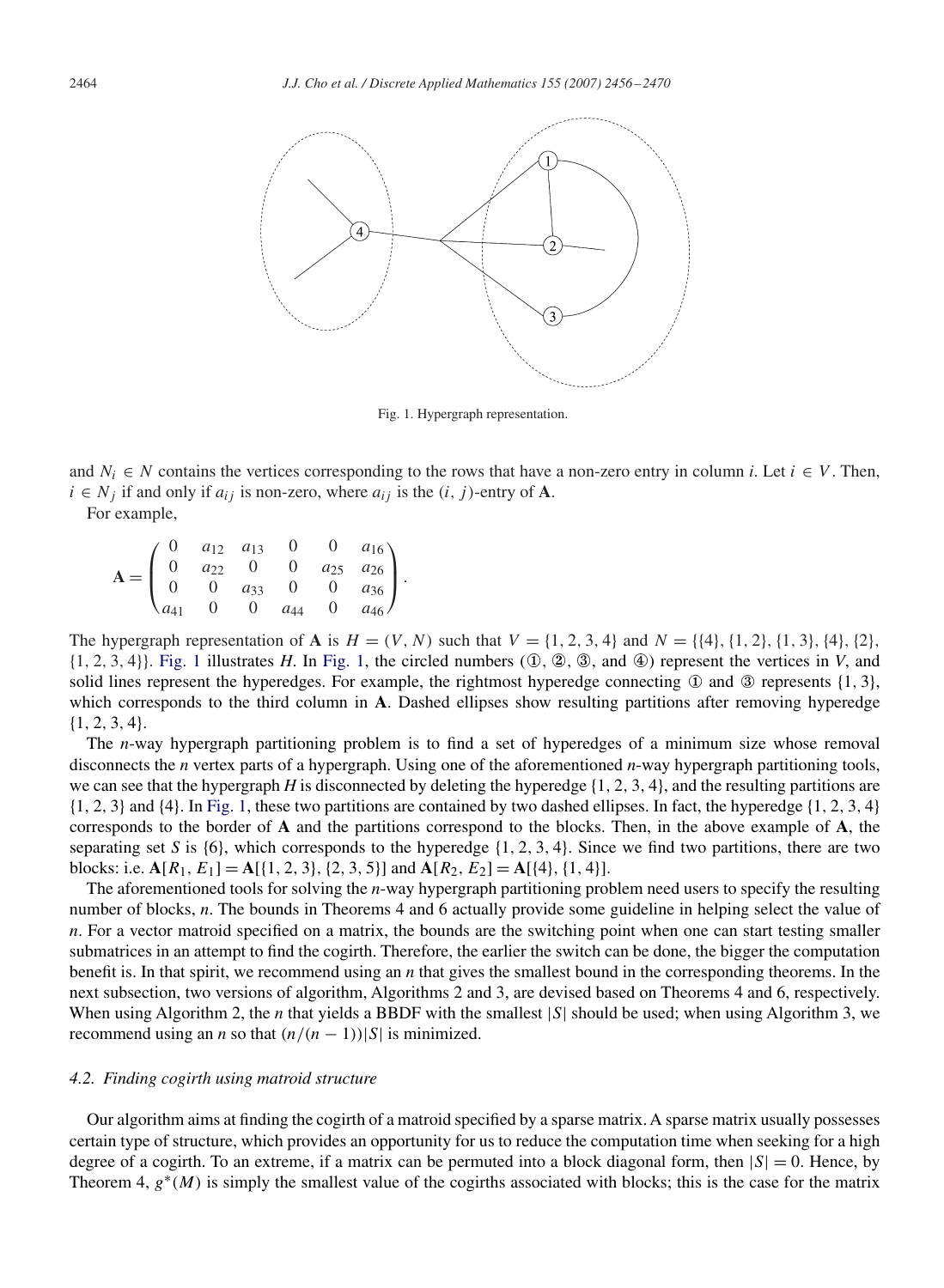Fig. 1. Hypergraph representation.

and $N_i \in N$ contains the vertices corresponding to the rows that have a non-zero entry in column $i$. Let $i \in V$. Then, $i \in N_j$ if and only if $a_{ij}$ is non-zero, where $a_{ij}$ is the $(i, j)$-entry of $\mathbf{A}$.

For example,

$$\mathbf{A} = \begin{pmatrix} 0 & a_{12} & a_{13} & 0 & 0 & a_{16} \\ 0 & a_{22} & 0 & 0 & a_{25} & a_{26} \\ 0 & 0 & a_{33} & 0 & 0 & a_{36} \\ a_{41} & 0 & 0 & a_{44} & 0 & a_{46} \end{pmatrix}.$$

The hypergraph representation of $\mathbf{A}$ is $H = (V, N)$ such that $V = \{1, 2, 3, 4\}$ and $N = \{\{4\}, \{1, 2\}, \{1, 3\}, \{4\}, \{2\}, \{1, 2, 3, 4\}\}$. Fig. 1 illustrates $H$. In Fig. 1, the circled numbers (①, ②, ③, and ④) represent the vertices in $V$, and solid lines represent the hyperedges. For example, the rightmost hyperedge connecting ① and ③ represents $\{1, 3\}$, which corresponds to the third column in $\mathbf{A}$. Dashed ellipses show resulting partitions after removing hyperedge $\{1, 2, 3, 4\}$.

The $n$-way hypergraph partitioning problem is to find a set of hyperedges of a minimum size whose removal disconnects the $n$ vertex parts of a hypergraph. Using one of the aforementioned $n$-way hypergraph partitioning tools, we can see that the hypergraph $H$ is disconnected by deleting the hyperedge $\{1, 2, 3, 4\}$, and the resulting partitions are $\{1, 2, 3\}$ and $\{4\}$. In Fig. 1, these two partitions are contained by two dashed ellipses. In fact, the hyperedge $\{1, 2, 3, 4\}$ corresponds to the border of $\mathbf{A}$ and the partitions correspond to the blocks. Then, in the above example of $\mathbf{A}$, the separating set $S$ is $\{6\}$, which corresponds to the hyperedge $\{1, 2, 3, 4\}$. Since we find two partitions, there are two blocks: i.e. $\mathbf{A}[R_1, E_1] = \mathbf{A}[\{1, 2, 3\}, \{2, 3, 5\}]$ and $\mathbf{A}[R_2, E_2] = \mathbf{A}[\{4\}, \{1, 4\}]$.

The aforementioned tools for solving the $n$-way hypergraph partitioning problem need users to specify the resulting number of blocks, $n$. The bounds in Theorems 4 and 6 actually provide some guideline in helping select the value of $n$. For a vector matroid specified on a matrix, the bounds are the switching point when one can start testing smaller submatrices in an attempt to find the cogirth. Therefore, the earlier the switch can be done, the bigger the computation benefit is. In that spirit, we recommend using an $n$ that gives the smallest bound in the corresponding theorems. In the next subsection, two versions of algorithm, Algorithms 2 and 3, are devised based on Theorems 4 and 6, respectively. When using Algorithm 2, the $n$ that yields a BBDF with the smallest $|S|$ should be used; when using Algorithm 3, we recommend using an $n$ so that $(n/(n-1))|S|$ is minimized.

### 4.2. Finding cogirth using matroid structure

Our algorithm aims at finding the cogirth of a matroid specified by a sparse matrix. A sparse matrix usually possesses certain type of structure, which provides an opportunity for us to reduce the computation time when seeking for a high degree of a cogirth. To an extreme, if a matrix can be permuted into a block diagonal form, then $|S| = 0$. Hence, by Theorem 4, $g^*(M)$ is simply the smallest value of the cogirths associated with blocks; this is the case for the matrix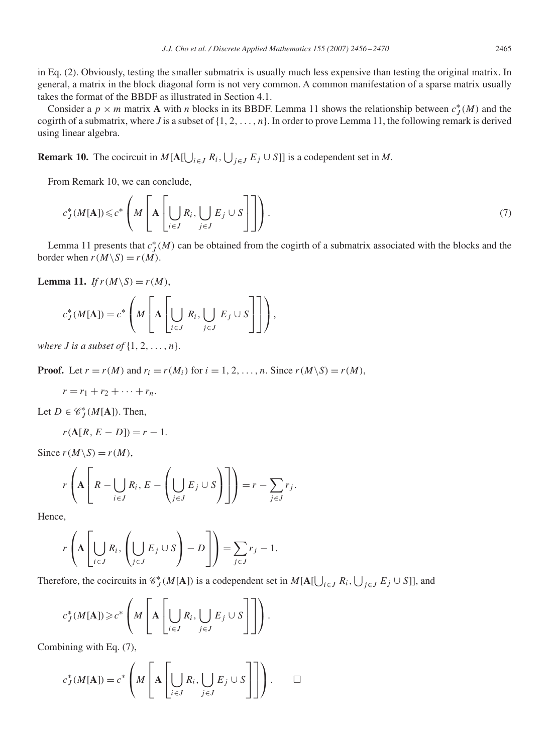in Eq. (2). Obviously, testing the smaller submatrix is usually much less expensive than testing the original matrix. In general, a matrix in the block diagonal form is not very common. A common manifestation of a sparse matrix usually takes the format of the BBDF as illustrated in Section 4.1.

Consider a $p \times m$ matrix $\mathbf{A}$ with $n$ blocks in its BBDF. Lemma 11 shows the relationship between $c_J^*(M)$ and the cogirth of a submatrix, where $J$ is a subset of $\{1, 2, \ldots, n\}$. In order to prove Lemma 11, the following remark is derived using linear algebra.

**Remark 10.** The cocircuit in $M[\mathbf{A}[\bigcup_{i \in J} R_i, \bigcup_{j \in J} E_j \cup S]]$ is a codependent set in $M$.

From Remark 10, we can conclude,

$$c_J^*(M[\mathbf{A}]) \leqslant c^*\left(M\left[\mathbf{A}\left[\bigcup_{i \in J} R_i, \bigcup_{j \in J} E_j \cup S\right]\right]\right). \tag{7}$$

Lemma 11 presents that $c_J^*(M)$ can be obtained from the cogirth of a submatrix associated with the blocks and the border when $r(M \backslash S) = r(M)$.

**Lemma 11.** *If* $r(M \backslash S) = r(M)$,

$$c_J^*(M[\mathbf{A}]) = c^*\left(M\left[\mathbf{A}\left[\bigcup_{i \in J} R_i, \bigcup_{j \in J} E_j \cup S\right]\right]\right),$$

*where* $J$ *is a subset of* $\{1, 2, \ldots, n\}$.

**Proof.** Let $r = r(M)$ and $r_i = r(M_i)$ for $i = 1, 2, \ldots, n$. Since $r(M \backslash S) = r(M)$,

$$r = r_1 + r_2 + \cdots + r_n.$$

Let $D \in \mathscr{C}_J^*(M[\mathbf{A}])$. Then,

$$r(\mathbf{A}[R, E - D]) = r - 1.$$

Since $r(M \backslash S) = r(M)$,

$$r\left(\mathbf{A}\left[R - \bigcup_{i \in J} R_i, E - \left(\bigcup_{j \in J} E_j \cup S\right)\right]\right) = r - \sum_{j \in J} r_j.$$

Hence,

$$r\left(\mathbf{A}\left[\bigcup_{i \in J} R_i, \left(\bigcup_{j \in J} E_j \cup S\right) - D\right]\right) = \sum_{j \in J} r_j - 1.$$

Therefore, the cocircuits in $\mathscr{C}_J^*(M[\mathbf{A}])$ is a codependent set in $M[\mathbf{A}[\bigcup_{i \in J} R_i, \bigcup_{j \in J} E_j \cup S]]$, and

$$c_J^*(M[\mathbf{A}]) \geqslant c^*\left(M\left[\mathbf{A}\left[\bigcup_{i \in J} R_i, \bigcup_{j \in J} E_j \cup S\right]\right]\right).$$

Combining with Eq. (7),

$$c_J^*(M[\mathbf{A}]) = c^*\left(M\left[\mathbf{A}\left[\bigcup_{i \in J} R_i, \bigcup_{j \in J} E_j \cup S\right]\right]\right). \qquad \square$$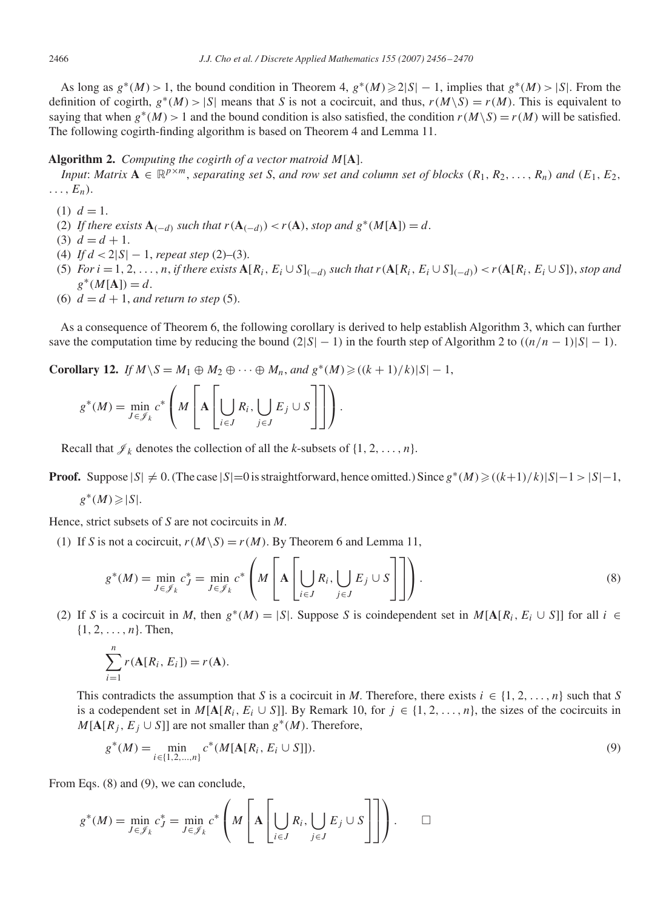As long as $g^*(M) > 1$, the bound condition in Theorem 4, $g^*(M) \geqslant 2|S| - 1$, implies that $g^*(M) > |S|$. From the definition of cogirth, $g^*(M) > |S|$ means that $S$ is not a cocircuit, and thus, $r(M \backslash S) = r(M)$. This is equivalent to saying that when $g^*(M) > 1$ and the bound condition is also satisfied, the condition $r(M \backslash S) = r(M)$ will be satisfied. The following cogirth-finding algorithm is based on Theorem 4 and Lemma 11.

**Algorithm 2.** *Computing the cogirth of a vector matroid* $M[\mathbf{A}]$.

*Input*: *Matrix* $\mathbf{A} \in \mathbb{R}^{p \times m}$, *separating set* $S$, *and row set and column set of blocks* $(R_1, R_2, \ldots, R_n)$ *and* $(E_1, E_2, \ldots, E_n)$.

(1) $d = 1$.
(2) *If there exists* $\mathbf{A}_{(-d)}$ *such that* $r(\mathbf{A}_{(-d)}) < r(\mathbf{A})$, *stop and* $g^*(M[\mathbf{A}]) = d$.
(3) $d = d + 1$.
(4) *If* $d < 2|S| - 1$, *repeat step* (2)–(3).
(5) *For* $i = 1, 2, \ldots, n$, *if there exists* $\mathbf{A}[R_i, E_i \cup S]_{(-d)}$ *such that* $r(\mathbf{A}[R_i, E_i \cup S]_{(-d)}) < r(\mathbf{A}[R_i, E_i \cup S])$, *stop and* $g^*(M[\mathbf{A}]) = d$.
(6) $d = d + 1$, *and return to step* (5).

As a consequence of Theorem 6, the following corollary is derived to help establish Algorithm 3, which can further save the computation time by reducing the bound $(2|S| - 1)$ in the fourth step of Algorithm 2 to $((n/n - 1)|S| - 1)$.

**Corollary 12.** *If* $M \backslash S = M_1 \oplus M_2 \oplus \cdots \oplus M_n$, *and* $g^*(M) \geqslant ((k+1)/k)|S| - 1$,

$$g^*(M) = \min_{J \in \mathscr{J}_k} c^* \left( M \left[ \mathbf{A} \left[ \bigcup_{i \in J} R_i, \bigcup_{j \in J} E_j \cup S \right] \right] \right).$$

Recall that $\mathscr{J}_k$ denotes the collection of all the $k$-subsets of $\{1, 2, \ldots, n\}$.

**Proof.** Suppose $|S| \neq 0$. (The case $|S| = 0$ is straightforward, hence omitted.) Since $g^*(M) \geqslant ((k+1)/k)|S| - 1 > |S| - 1$,

$$g^*(M) \geqslant |S|.$$

Hence, strict subsets of $S$ are not cocircuits in $M$.

(1) If $S$ is not a cocircuit, $r(M \backslash S) = r(M)$. By Theorem 6 and Lemma 11,

$$g^*(M) = \min_{J \in \mathscr{J}_k} c_J^* = \min_{J \in \mathscr{J}_k} c^* \left( M \left[ \mathbf{A} \left[ \bigcup_{i \in J} R_i, \bigcup_{j \in J} E_j \cup S \right] \right] \right). \tag{8}$$

(2) If $S$ is a cocircuit in $M$, then $g^*(M) = |S|$. Suppose $S$ is coindependent set in $M[\mathbf{A}[R_i, E_i \cup S]]$ for all $i \in \{1, 2, \ldots, n\}$. Then,

$$\sum_{i=1}^{n} r(\mathbf{A}[R_i, E_i]) = r(\mathbf{A}).$$

This contradicts the assumption that $S$ is a cocircuit in $M$. Therefore, there exists $i \in \{1, 2, \ldots, n\}$ such that $S$ is a codependent set in $M[\mathbf{A}[R_i, E_i \cup S]]$. By Remark 10, for $j \in \{1, 2, \ldots, n\}$, the sizes of the cocircuits in $M[\mathbf{A}[R_j, E_j \cup S]]$ are not smaller than $g^*(M)$. Therefore,

$$g^*(M) = \min_{i \in \{1, 2, \ldots, n\}} c^*(M[\mathbf{A}[R_i, E_i \cup S]]). \tag{9}$$

From Eqs. (8) and (9), we can conclude,

$$g^*(M) = \min_{J \in \mathscr{J}_k} c_J^* = \min_{J \in \mathscr{J}_k} c^* \left( M \left[ \mathbf{A} \left[ \bigcup_{i \in J} R_i, \bigcup_{j \in J} E_j \cup S \right] \right] \right). \qquad \square$$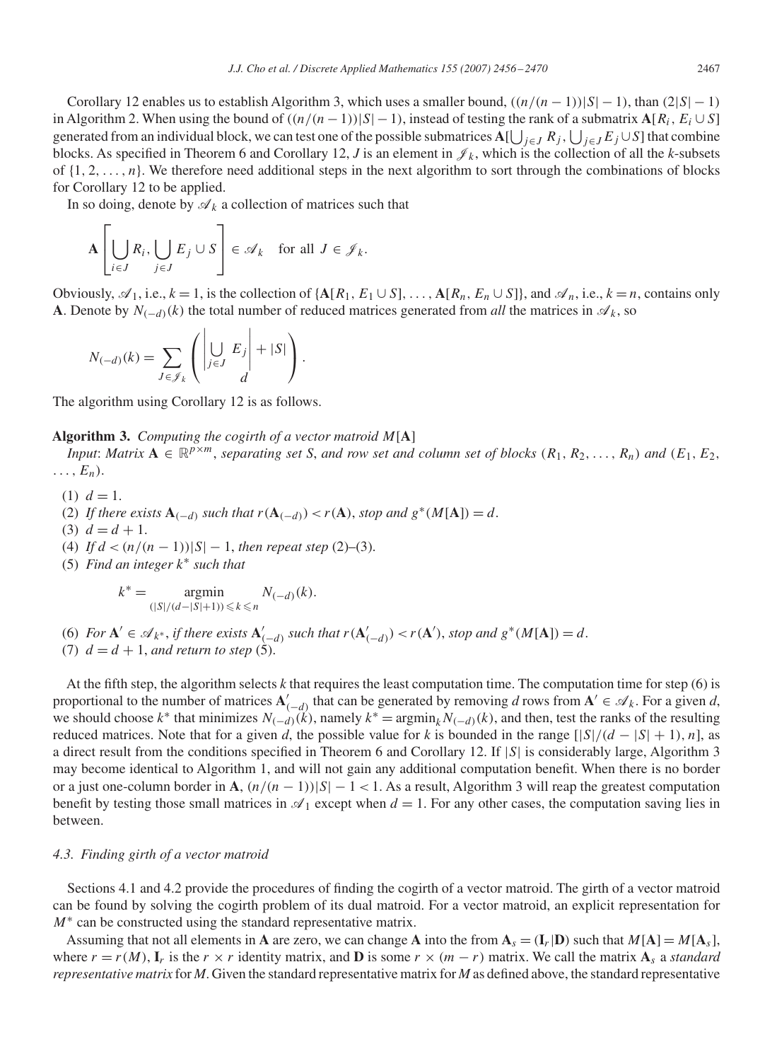Corollary 12 enables us to establish Algorithm 3, which uses a smaller bound, $((n/(n-1))|S|-1)$, than $(2|S|-1)$ in Algorithm 2. When using the bound of $((n/(n-1))|S|-1)$, instead of testing the rank of a submatrix $\mathbf{A}[R_i, E_i \cup S]$ generated from an individual block, we can test one of the possible submatrices $\mathbf{A}[\bigcup_{j\in J} R_j, \bigcup_{j\in J} E_j \cup S]$ that combine blocks. As specified in Theorem 6 and Corollary 12, $J$ is an element in $\mathscr{J}_k$, which is the collection of all the $k$-subsets of $\{1, 2, \ldots, n\}$. We therefore need additional steps in the next algorithm to sort through the combinations of blocks for Corollary 12 to be applied.

In so doing, denote by $\mathscr{A}_k$ a collection of matrices such that

$$\mathbf{A}\left[\bigcup_{i\in J} R_i, \bigcup_{j\in J} E_j \cup S\right] \in \mathscr{A}_k \quad \text{for all } J \in \mathscr{J}_k.$$

Obviously, $\mathscr{A}_1$, i.e., $k=1$, is the collection of $\{\mathbf{A}[R_1, E_1 \cup S], \ldots, \mathbf{A}[R_n, E_n \cup S]\}$, and $\mathscr{A}_n$, i.e., $k=n$, contains only $\mathbf{A}$. Denote by $N_{(-d)}(k)$ the total number of reduced matrices generated from *all* the matrices in $\mathscr{A}_k$, so

$$N_{(-d)}(k) = \sum_{J\in\mathscr{J}_k} \binom{\left|\bigcup_{j\in J} E_j\right| + |S|}{d}.$$

The algorithm using Corollary 12 is as follows.

**Algorithm 3.** *Computing the cogirth of a vector matroid $M[\mathbf{A}]$*

*Input*: *Matrix $\mathbf{A} \in \mathbb{R}^{p\times m}$, separating set $S$, and row set and column set of blocks $(R_1, R_2, \ldots, R_n)$ and $(E_1, E_2, \ldots, E_n)$.*

(1) $d = 1$.
(2) *If there exists $\mathbf{A}_{(-d)}$ such that $r(\mathbf{A}_{(-d)}) < r(\mathbf{A})$, stop and $g^*(M[\mathbf{A}]) = d$.*
(3) $d = d + 1$.
(4) *If $d < (n/(n-1))|S| - 1$, then repeat step (2)–(3).*
(5) *Find an integer $k^*$ such that*

$$k^* = \underset{(|S|/(d-|S|+1))\leqslant k\leqslant n}{\operatorname{argmin}} N_{(-d)}(k).$$

(6) *For $\mathbf{A}' \in \mathscr{A}_{k^*}$, if there exists $\mathbf{A}'_{(-d)}$ such that $r(\mathbf{A}'_{(-d)}) < r(\mathbf{A}')$, stop and $g^*(M[\mathbf{A}]) = d$.*
(7) *$d = d + 1$, and return to step (5).*

At the fifth step, the algorithm selects $k$ that requires the least computation time. The computation time for step (6) is proportional to the number of matrices $\mathbf{A}'_{(-d)}$ that can be generated by removing $d$ rows from $\mathbf{A}' \in \mathscr{A}_k$. For a given $d$, we should choose $k^*$ that minimizes $N_{(-d)}(k)$, namely $k^* = \operatorname{argmin}_k N_{(-d)}(k)$, and then, test the ranks of the resulting reduced matrices. Note that for a given $d$, the possible value for $k$ is bounded in the range $[|S|/(d-|S|+1), n]$, as a direct result from the conditions specified in Theorem 6 and Corollary 12. If $|S|$ is considerably large, Algorithm 3 may become identical to Algorithm 1, and will not gain any additional computation benefit. When there is no border or a just one-column border in $\mathbf{A}$, $(n/(n-1))|S| - 1 < 1$. As a result, Algorithm 3 will reap the greatest computation benefit by testing those small matrices in $\mathscr{A}_1$ except when $d = 1$. For any other cases, the computation saving lies in between.

### 4.3. Finding girth of a vector matroid

Sections 4.1 and 4.2 provide the procedures of finding the cogirth of a vector matroid. The girth of a vector matroid can be found by solving the cogirth problem of its dual matroid. For a vector matroid, an explicit representation for $M^*$ can be constructed using the standard representative matrix.

Assuming that not all elements in $\mathbf{A}$ are zero, we can change $\mathbf{A}$ into the from $\mathbf{A}_s = (\mathbf{I}_r|\mathbf{D})$ such that $M[\mathbf{A}] = M[\mathbf{A}_s]$, where $r = r(M)$, $\mathbf{I}_r$ is the $r \times r$ identity matrix, and $\mathbf{D}$ is some $r \times (m-r)$ matrix. We call the matrix $\mathbf{A}_s$ a *standard representative matrix* for $M$. Given the standard representative matrix for $M$ as defined above, the standard representative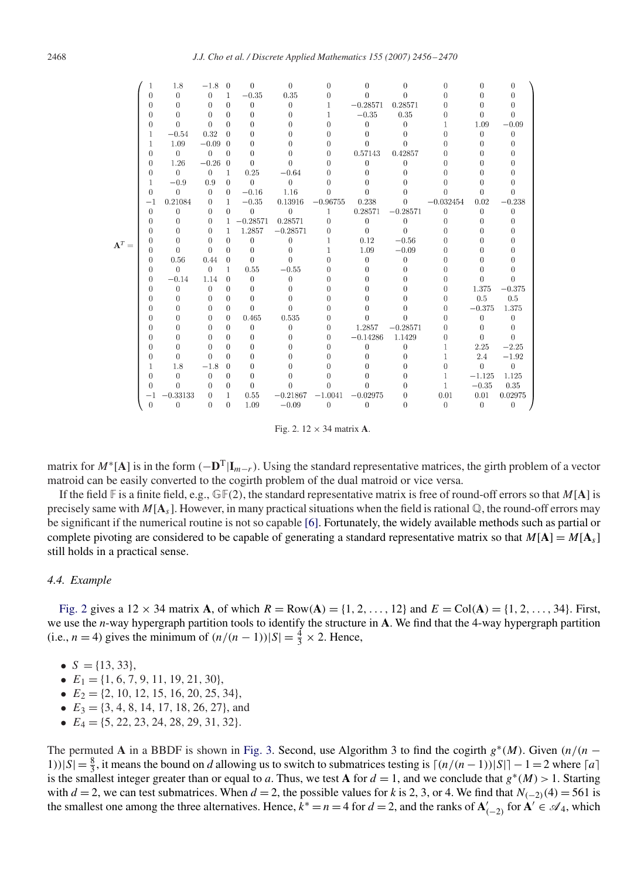$$
\mathbf{A}^T = \begin{pmatrix}
1 & 1.8 & -1.8 & 0 & 0 & 0 & 0 & 0 & 0 & 0 & 0 & 0 \\
0 & 0 & 0 & 1 & -0.35 & 0.35 & 0 & 0 & 0 & 0 & 0 & 0 \\
0 & 0 & 0 & 0 & 0 & 0 & 1 & -0.28571 & 0.28571 & 0 & 0 & 0 \\
0 & 0 & 0 & 0 & 0 & 0 & 1 & -0.35 & 0.35 & 0 & 0 & 0 \\
0 & 0 & 0 & 0 & 0 & 0 & 0 & 0 & 0 & 1 & 1.09 & -0.09 \\
1 & -0.54 & 0.32 & 0 & 0 & 0 & 0 & 0 & 0 & 0 & 0 & 0 \\
1 & 1.09 & -0.09 & 0 & 0 & 0 & 0 & 0 & 0 & 0 & 0 & 0 \\
0 & 0 & 0 & 0 & 0 & 0 & 0 & 0.57143 & 0.42857 & 0 & 0 & 0 \\
0 & 1.26 & -0.26 & 0 & 0 & 0 & 0 & 0 & 0 & 0 & 0 & 0 \\
0 & 0 & 0 & 1 & 0.25 & -0.64 & 0 & 0 & 0 & 0 & 0 & 0 \\
1 & -0.9 & 0.9 & 0 & 0 & 0 & 0 & 0 & 0 & 0 & 0 & 0 \\
0 & 0 & 0 & 0 & -0.16 & 1.16 & 0 & 0 & 0 & 0 & 0 & 0 \\
-1 & 0.21084 & 0 & 1 & -0.35 & 0.13916 & -0.96755 & 0.238 & 0 & -0.032454 & 0.02 & -0.238 \\
0 & 0 & 0 & 0 & 0 & 0 & 1 & 0.28571 & -0.28571 & 0 & 0 & 0 \\
0 & 0 & 0 & 1 & -0.28571 & 0.28571 & 0 & 0 & 0 & 0 & 0 & 0 \\
0 & 0 & 0 & 1 & 1.2857 & -0.28571 & 0 & 0 & 0 & 0 & 0 & 0 \\
0 & 0 & 0 & 0 & 0 & 0 & 1 & 0.12 & -0.56 & 0 & 0 & 0 \\
0 & 0 & 0 & 0 & 0 & 0 & 1 & 1.09 & -0.09 & 0 & 0 & 0 \\
0 & 0.56 & 0.44 & 0 & 0 & 0 & 0 & 0 & 0 & 0 & 0 & 0 \\
0 & 0 & 0 & 1 & 0.55 & -0.55 & 0 & 0 & 0 & 0 & 0 & 0 \\
0 & -0.14 & 1.14 & 0 & 0 & 0 & 0 & 0 & 0 & 0 & 0 & 0 \\
0 & 0 & 0 & 0 & 0 & 0 & 0 & 0 & 0 & 0 & 1.375 & -0.375 \\
0 & 0 & 0 & 0 & 0 & 0 & 0 & 0 & 0 & 0 & 0.5 & 0.5 \\
0 & 0 & 0 & 0 & 0 & 0 & 0 & 0 & 0 & 0 & -0.375 & 1.375 \\
0 & 0 & 0 & 0 & 0.465 & 0.535 & 0 & 0 & 0 & 0 & 0 & 0 \\
0 & 0 & 0 & 0 & 0 & 0 & 0 & 1.2857 & -0.28571 & 0 & 0 & 0 \\
0 & 0 & 0 & 0 & 0 & 0 & 0 & -0.14286 & 1.1429 & 0 & 0 & 0 \\
0 & 0 & 0 & 0 & 0 & 0 & 0 & 0 & 0 & 1 & 2.25 & -2.25 \\
0 & 0 & 0 & 0 & 0 & 0 & 0 & 0 & 0 & 1 & 2.4 & -1.92 \\
1 & 1.8 & -1.8 & 0 & 0 & 0 & 0 & 0 & 0 & 0 & 0 & 0 \\
0 & 0 & 0 & 0 & 0 & 0 & 0 & 0 & 0 & 1 & -1.125 & 1.125 \\
0 & 0 & 0 & 0 & 0 & 0 & 0 & 0 & 0 & 1 & -0.35 & 0.35 \\
-1 & -0.33133 & 0 & 1 & 0.55 & -0.21867 & -1.0041 & -0.02975 & 0 & 0.01 & 0.01 & 0.02975 \\
0 & 0 & 0 & 0 & 1.09 & -0.09 & 0 & 0 & 0 & 0 & 0 & 0
\end{pmatrix}
$$

Fig. 2. $12 \times 34$ matrix $\mathbf{A}$.

matrix for $M^*[\mathbf{A}]$ is in the form $(-\mathbf{D}^{\mathrm{T}}|\mathbf{I}_{m-r})$. Using the standard representative matrices, the girth problem of a vector matroid can be easily converted to the cogirth problem of the dual matroid or vice versa.

If the field $\mathbb{F}$ is a finite field, e.g., $\mathbb{GF}(2)$, the standard representative matrix is free of round-off errors so that $M[\mathbf{A}]$ is precisely same with $M[\mathbf{A}_s]$. However, in many practical situations when the field is rational $\mathbb{Q}$, the round-off errors may be significant if the numerical routine is not so capable [6]. Fortunately, the widely available methods such as partial or complete pivoting are considered to be capable of generating a standard representative matrix so that $M[\mathbf{A}] = M[\mathbf{A}_s]$ still holds in a practical sense.

### 4.4. Example

Fig. 2 gives a $12 \times 34$ matrix $\mathbf{A}$, of which $R = \mathrm{Row}(\mathbf{A}) = \{1, 2, \ldots, 12\}$ and $E = \mathrm{Col}(\mathbf{A}) = \{1, 2, \ldots, 34\}$. First, we use the $n$-way hypergraph partition tools to identify the structure in $\mathbf{A}$. We find that the 4-way hypergraph partition (i.e., $n = 4$) gives the minimum of $(n/(n-1))|S| = \frac{4}{3} \times 2$. Hence,

- $S = \{13, 33\}$,
- $E_1 = \{1, 6, 7, 9, 11, 19, 21, 30\}$,
- $E_2 = \{2, 10, 12, 15, 16, 20, 25, 34\}$,
- $E_3 = \{3, 4, 8, 14, 17, 18, 26, 27\}$, and
- $E_4 = \{5, 22, 23, 24, 28, 29, 31, 32\}$.

The permuted $\mathbf{A}$ in a BBDF is shown in Fig. 3. Second, use Algorithm 3 to find the cogirth $g^*(M)$. Given $(n/(n-1))|S| = \frac{8}{3}$, it means the bound on $d$ allowing us to switch to submatrices testing is $\lceil (n/(n-1))|S| \rceil - 1 = 2$ where $\lceil a \rceil$ is the smallest integer greater than or equal to $a$. Thus, we test $\mathbf{A}$ for $d = 1$, and we conclude that $g^*(M) > 1$. Starting with $d = 2$, we can test submatrices. When $d = 2$, the possible values for $k$ is 2, 3, or 4. We find that $N_{(-2)}(4) = 561$ is the smallest one among the three alternatives. Hence, $k^* = n = 4$ for $d = 2$, and the ranks of $\mathbf{A}'_{(-2)}$ for $\mathbf{A}' \in \mathscr{A}_4$, which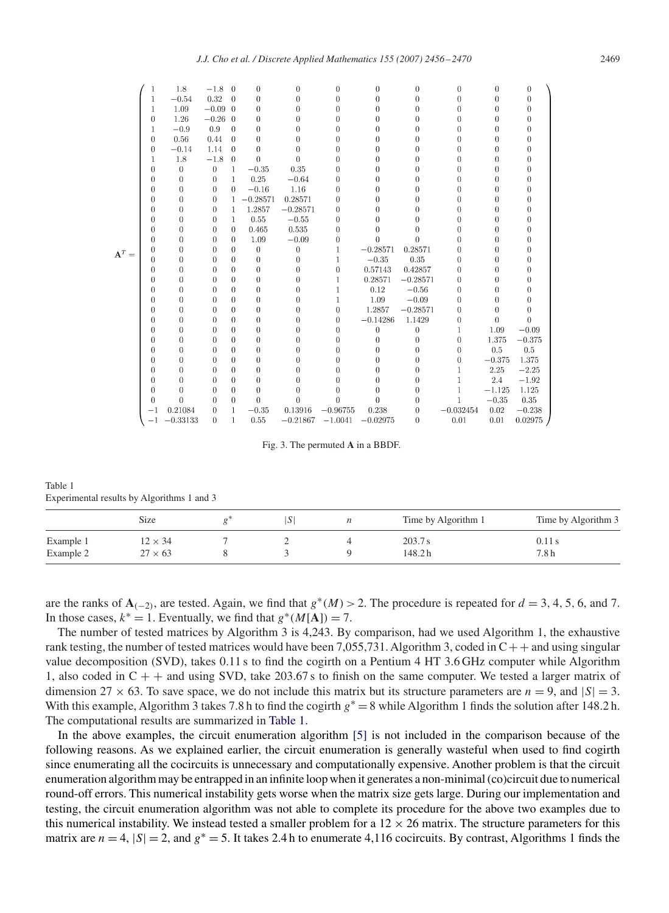$$
\mathbf{A}^T = \begin{pmatrix}
1 & 1.8 & -1.8 & 0 & 0 & 0 & 0 & 0 & 0 & 0 & 0 & 0 \\
1 & -0.54 & 0.32 & 0 & 0 & 0 & 0 & 0 & 0 & 0 & 0 & 0 \\
1 & 1.09 & -0.09 & 0 & 0 & 0 & 0 & 0 & 0 & 0 & 0 & 0 \\
0 & 1.26 & -0.26 & 0 & 0 & 0 & 0 & 0 & 0 & 0 & 0 & 0 \\
1 & -0.9 & 0.9 & 0 & 0 & 0 & 0 & 0 & 0 & 0 & 0 & 0 \\
0 & 0.56 & 0.44 & 0 & 0 & 0 & 0 & 0 & 0 & 0 & 0 & 0 \\
0 & -0.14 & 1.14 & 0 & 0 & 0 & 0 & 0 & 0 & 0 & 0 & 0 \\
1 & 1.8 & -1.8 & 0 & 0 & 0 & 0 & 0 & 0 & 0 & 0 & 0 \\
0 & 0 & 0 & 1 & -0.35 & 0.35 & 0 & 0 & 0 & 0 & 0 & 0 \\
0 & 0 & 0 & 1 & 0.25 & -0.64 & 0 & 0 & 0 & 0 & 0 & 0 \\
0 & 0 & 0 & 0 & -0.16 & 1.16 & 0 & 0 & 0 & 0 & 0 & 0 \\
0 & 0 & 0 & 1 & -0.28571 & 0.28571 & 0 & 0 & 0 & 0 & 0 & 0 \\
0 & 0 & 0 & 1 & 1.2857 & -0.28571 & 0 & 0 & 0 & 0 & 0 & 0 \\
0 & 0 & 0 & 1 & 0.55 & -0.55 & 0 & 0 & 0 & 0 & 0 & 0 \\
0 & 0 & 0 & 0 & 0.465 & 0.535 & 0 & 0 & 0 & 0 & 0 & 0 \\
0 & 0 & 0 & 0 & 1.09 & -0.09 & 0 & 0 & 0 & 0 & 0 & 0 \\
0 & 0 & 0 & 0 & 0 & 0 & 1 & -0.28571 & 0.28571 & 0 & 0 & 0 \\
0 & 0 & 0 & 0 & 0 & 0 & 1 & -0.35 & 0.35 & 0 & 0 & 0 \\
0 & 0 & 0 & 0 & 0 & 0 & 0 & 0.57143 & 0.42857 & 0 & 0 & 0 \\
0 & 0 & 0 & 0 & 0 & 0 & 1 & 0.28571 & -0.28571 & 0 & 0 & 0 \\
0 & 0 & 0 & 0 & 0 & 0 & 1 & 0.12 & -0.56 & 0 & 0 & 0 \\
0 & 0 & 0 & 0 & 0 & 0 & 1 & 1.09 & -0.09 & 0 & 0 & 0 \\
0 & 0 & 0 & 0 & 0 & 0 & 0 & 1.2857 & -0.28571 & 0 & 0 & 0 \\
0 & 0 & 0 & 0 & 0 & 0 & 0 & -0.14286 & 1.1429 & 0 & 0 & 0 \\
0 & 0 & 0 & 0 & 0 & 0 & 0 & 0 & 0 & 1 & 1.09 & -0.09 \\
0 & 0 & 0 & 0 & 0 & 0 & 0 & 0 & 0 & 0 & 1.375 & -0.375 \\
0 & 0 & 0 & 0 & 0 & 0 & 0 & 0 & 0 & 0 & 0.5 & 0.5 \\
0 & 0 & 0 & 0 & 0 & 0 & 0 & 0 & 0 & 0 & -0.375 & 1.375 \\
0 & 0 & 0 & 0 & 0 & 0 & 0 & 0 & 0 & 1 & 2.25 & -2.25 \\
0 & 0 & 0 & 0 & 0 & 0 & 0 & 0 & 0 & 1 & 2.4 & -1.92 \\
0 & 0 & 0 & 0 & 0 & 0 & 0 & 0 & 0 & 1 & -1.125 & 1.125 \\
0 & 0 & 0 & 0 & 0 & 0 & 0 & 0 & 0 & 1 & -0.35 & 0.35 \\
-1 & 0.21084 & 0 & 1 & -0.35 & 0.13916 & -0.96755 & 0.238 & 0 & -0.032454 & 0.02 & -0.238 \\
-1 & -0.33133 & 0 & 1 & 0.55 & -0.21867 & -1.0041 & -0.02975 & 0 & 0.01 & 0.01 & 0.02975
\end{pmatrix}
$$

Fig. 3. The permuted **A** in a BBDF.

Table 1
Experimental results by Algorithms 1 and 3

| | Size | $g^*$ | $\lvert S\rvert$ | $n$ | Time by Algorithm 1 | Time by Algorithm 3 |
|---|---|---|---|---|---|---|
| Example 1 | $12 \times 34$ | 7 | 2 | 4 | 203.7 s | 0.11 s |
| Example 2 | $27 \times 63$ | 8 | 3 | 9 | 148.2 h | 7.8 h |

are the ranks of $\mathbf{A}_{(-2)}$, are tested. Again, we find that $g^*(M) > 2$. The procedure is repeated for $d = 3, 4, 5, 6$, and 7. In those cases, $k^* = 1$. Eventually, we find that $g^*(M[\mathbf{A}]) = 7$.

The number of tested matrices by Algorithm 3 is 4,243. By comparison, had we used Algorithm 1, the exhaustive rank testing, the number of tested matrices would have been 7,055,731. Algorithm 3, coded in C++ and using singular value decomposition (SVD), takes 0.11 s to find the cogirth on a Pentium 4 HT 3.6 GHz computer while Algorithm 1, also coded in C++ and using SVD, take 203.67 s to finish on the same computer. We tested a larger matrix of dimension $27 \times 63$. To save space, we do not include this matrix but its structure parameters are $n = 9$, and $|S| = 3$. With this example, Algorithm 3 takes 7.8 h to find the cogirth $g^* = 8$ while Algorithm 1 finds the solution after 148.2 h. The computational results are summarized in Table 1.

In the above examples, the circuit enumeration algorithm [5] is not included in the comparison because of the following reasons. As we explained earlier, the circuit enumeration is generally wasteful when used to find cogirth since enumerating all the cocircuits is unnecessary and computationally expensive. Another problem is that the circuit enumeration algorithm may be entrapped in an infinite loop when it generates a non-minimal (co)circuit due to numerical round-off errors. This numerical instability gets worse when the matrix size gets large. During our implementation and testing, the circuit enumeration algorithm was not able to complete its procedure for the above two examples due to this numerical instability. We instead tested a smaller problem for a $12 \times 26$ matrix. The structure parameters for this matrix are $n = 4$, $|S| = 2$, and $g^* = 5$. It takes 2.4 h to enumerate 4,116 cocircuits. By contrast, Algorithms 1 finds the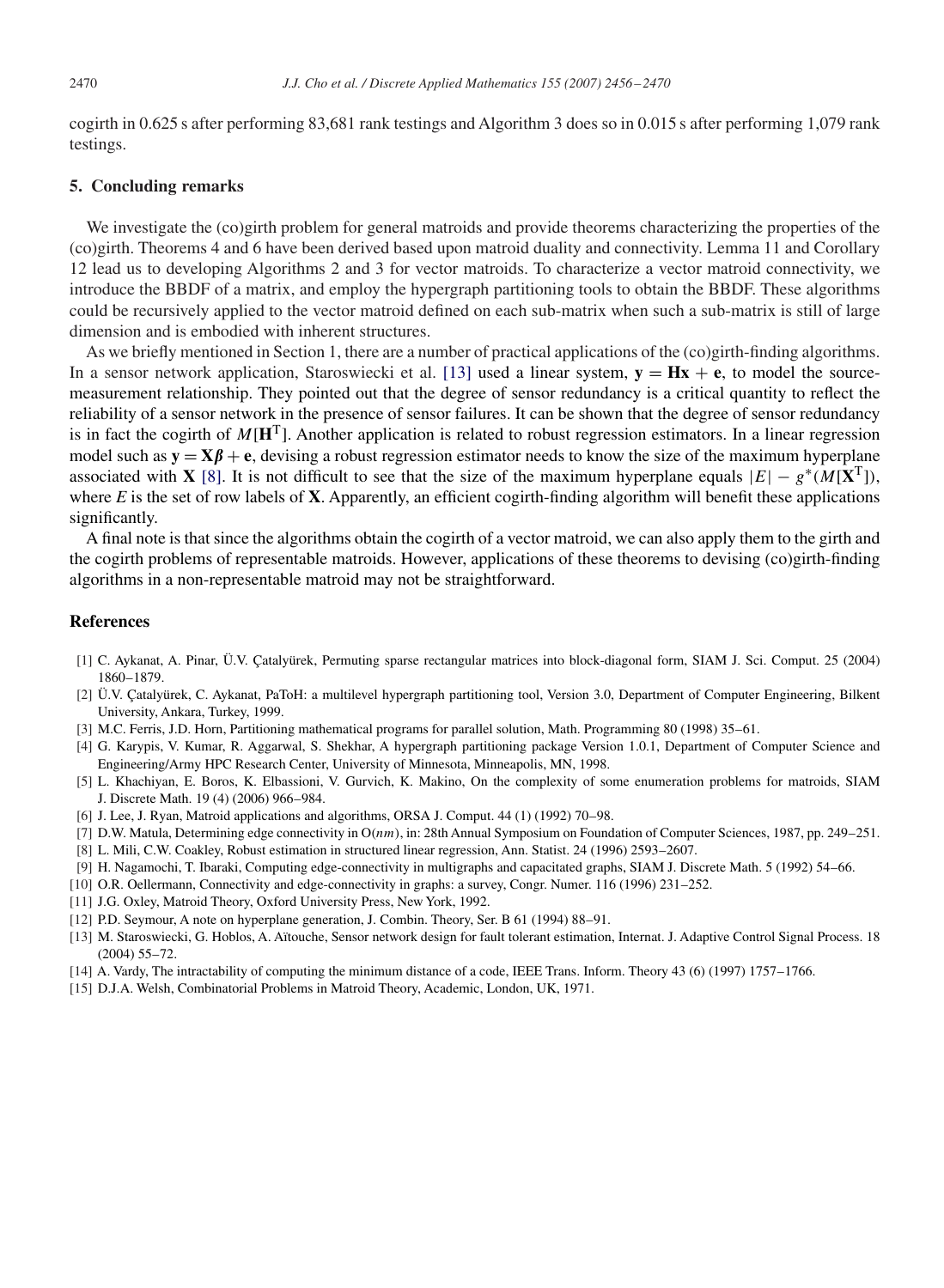cogirth in 0.625 s after performing 83,681 rank testings and Algorithm 3 does so in 0.015 s after performing 1,079 rank testings.

## 5. Concluding remarks

We investigate the (co)girth problem for general matroids and provide theorems characterizing the properties of the (co)girth. Theorems 4 and 6 have been derived based upon matroid duality and connectivity. Lemma 11 and Corollary 12 lead us to developing Algorithms 2 and 3 for vector matroids. To characterize a vector matroid connectivity, we introduce the BBDF of a matrix, and employ the hypergraph partitioning tools to obtain the BBDF. These algorithms could be recursively applied to the vector matroid defined on each sub-matrix when such a sub-matrix is still of large dimension and is embodied with inherent structures.

As we briefly mentioned in Section 1, there are a number of practical applications of the (co)girth-finding algorithms. In a sensor network application, Staroswiecki et al. [13] used a linear system, $\mathbf{y} = \mathbf{H}\mathbf{x} + \mathbf{e}$, to model the source-measurement relationship. They pointed out that the degree of sensor redundancy is a critical quantity to reflect the reliability of a sensor network in the presence of sensor failures. It can be shown that the degree of sensor redundancy is in fact the cogirth of $M[\mathbf{H}^{\mathrm{T}}]$. Another application is related to robust regression estimators. In a linear regression model such as $\mathbf{y} = \mathbf{X}\boldsymbol{\beta} + \mathbf{e}$, devising a robust regression estimator needs to know the size of the maximum hyperplane associated with $\mathbf{X}$ [8]. It is not difficult to see that the size of the maximum hyperplane equals $|E| - g^*(M[\mathbf{X}^{\mathrm{T}}])$, where $E$ is the set of row labels of $\mathbf{X}$. Apparently, an efficient cogirth-finding algorithm will benefit these applications significantly.

A final note is that since the algorithms obtain the cogirth of a vector matroid, we can also apply them to the girth and the cogirth problems of representable matroids. However, applications of these theorems to devising (co)girth-finding algorithms in a non-representable matroid may not be straightforward.

## References

[1] C. Aykanat, A. Pinar, Ü.V. Çatalyürek, Permuting sparse rectangular matrices into block-diagonal form, SIAM J. Sci. Comput. 25 (2004) 1860–1879.

[2] Ü.V. Çatalyürek, C. Aykanat, PaToH: a multilevel hypergraph partitioning tool, Version 3.0, Department of Computer Engineering, Bilkent University, Ankara, Turkey, 1999.

[3] M.C. Ferris, J.D. Horn, Partitioning mathematical programs for parallel solution, Math. Programming 80 (1998) 35–61.

[4] G. Karypis, V. Kumar, R. Aggarwal, S. Shekhar, A hypergraph partitioning package Version 1.0.1, Department of Computer Science and Engineering/Army HPC Research Center, University of Minnesota, Minneapolis, MN, 1998.

[5] L. Khachiyan, E. Boros, K. Elbassioni, V. Gurvich, K. Makino, On the complexity of some enumeration problems for matroids, SIAM J. Discrete Math. 19 (4) (2006) 966–984.

[6] J. Lee, J. Ryan, Matroid applications and algorithms, ORSA J. Comput. 44 (1) (1992) 70–98.

[7] D.W. Matula, Determining edge connectivity in O($nm$), in: 28th Annual Symposium on Foundation of Computer Sciences, 1987, pp. 249–251.

[8] L. Mili, C.W. Coakley, Robust estimation in structured linear regression, Ann. Statist. 24 (1996) 2593–2607.

[9] H. Nagamochi, T. Ibaraki, Computing edge-connectivity in multigraphs and capacitated graphs, SIAM J. Discrete Math. 5 (1992) 54–66.

[10] O.R. Oellermann, Connectivity and edge-connectivity in graphs: a survey, Congr. Numer. 116 (1996) 231–252.

[11] J.G. Oxley, Matroid Theory, Oxford University Press, New York, 1992.

[12] P.D. Seymour, A note on hyperplane generation, J. Combin. Theory, Ser. B 61 (1994) 88–91.

[13] M. Staroswiecki, G. Hoblos, A. Aïtouche, Sensor network design for fault tolerant estimation, Internat. J. Adaptive Control Signal Process. 18 (2004) 55–72.

[14] A. Vardy, The intractability of computing the minimum distance of a code, IEEE Trans. Inform. Theory 43 (6) (1997) 1757–1766.

[15] D.J.A. Welsh, Combinatorial Problems in Matroid Theory, Academic, London, UK, 1971.